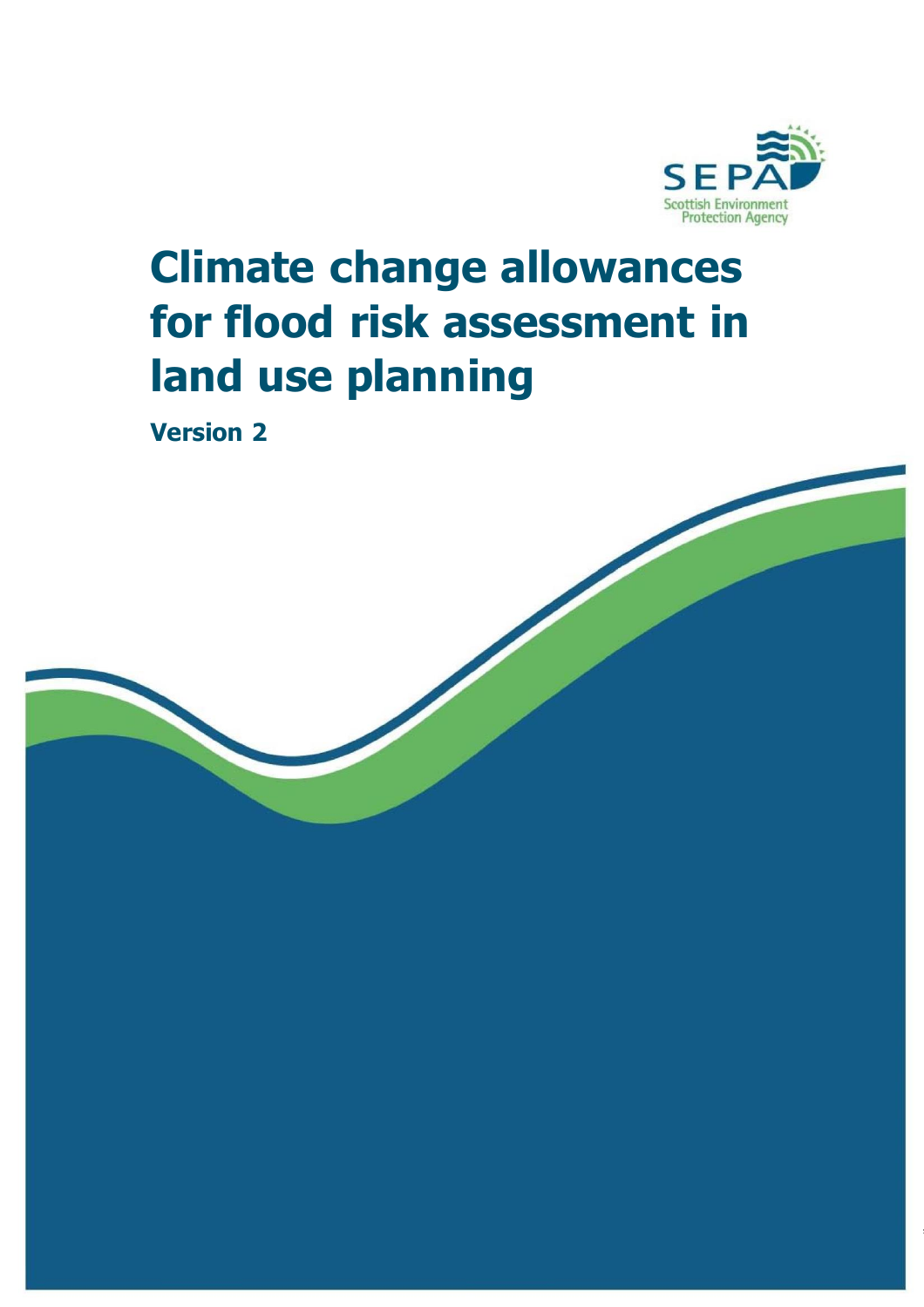SEPA

Scottish Environment Protection Agency

# Climate change allowances for flood risk assessment in land use planning

**Version 2**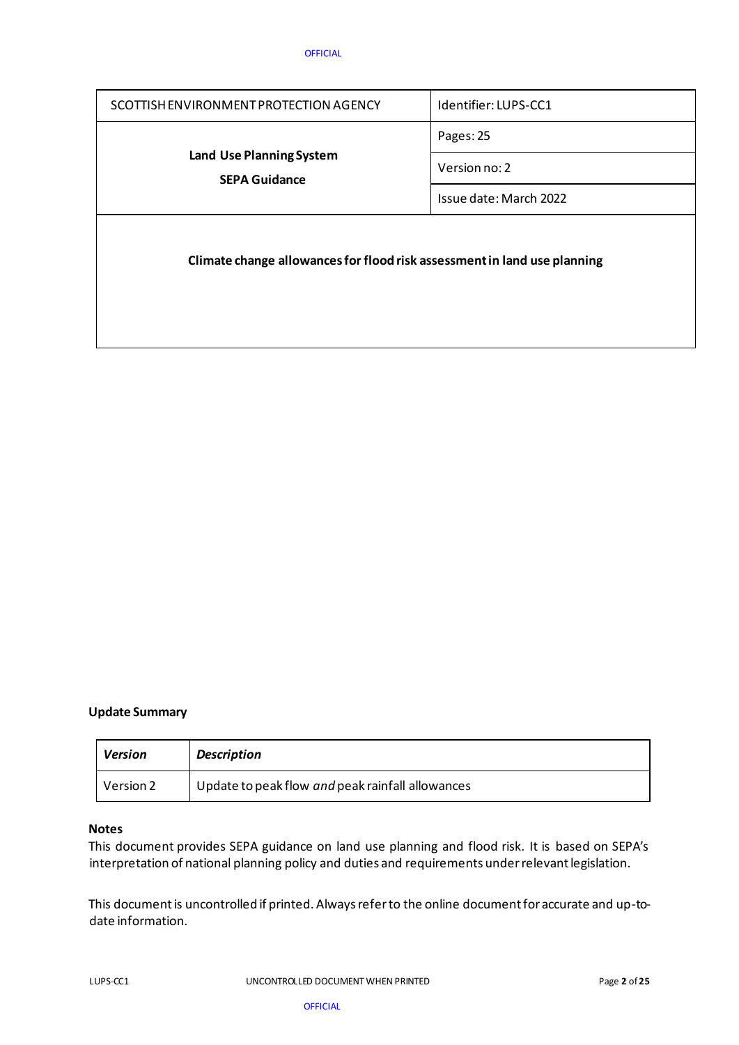| SCOTTISH ENVIRONMENT PROTECTION AGENCY | Identifier: LUPS-CC1 |
|---|---|
| **Land Use Planning System** **SEPA Guidance** | Pages: 25 |
| | Version no: 2 |
| | Issue date: March 2022 |

**Climate change allowances for flood risk assessment in land use planning**

**Update Summary**

| *Version* | *Description* |
|---|---|
| Version 2 | Update to peak flow *and* peak rainfall allowances |

**Notes**

This document provides SEPA guidance on land use planning and flood risk. It is based on SEPA's interpretation of national planning policy and duties and requirements under relevant legislation.

This document is uncontrolled if printed. Always refer to the online document for accurate and up-to-date information.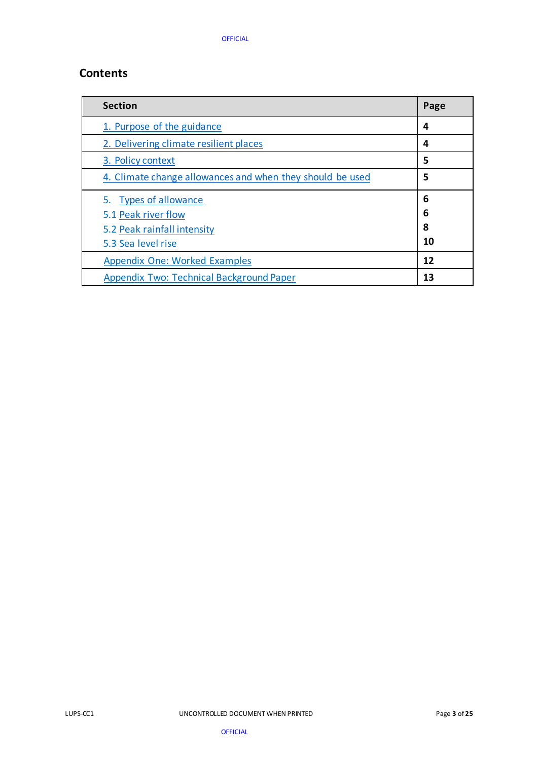## Contents

| Section | Page |
|---|---|
| 1. Purpose of the guidance | 4 |
| 2. Delivering climate resilient places | 4 |
| 3. Policy context | 5 |
| 4. Climate change allowances and when they should be used | 5 |
| 5. Types of allowance<br>5.1 Peak river flow<br>5.2 Peak rainfall intensity<br>5.3 Sea level rise | 6<br>6<br>8<br>10 |
| Appendix One: Worked Examples | 12 |
| Appendix Two: Technical Background Paper | 13 |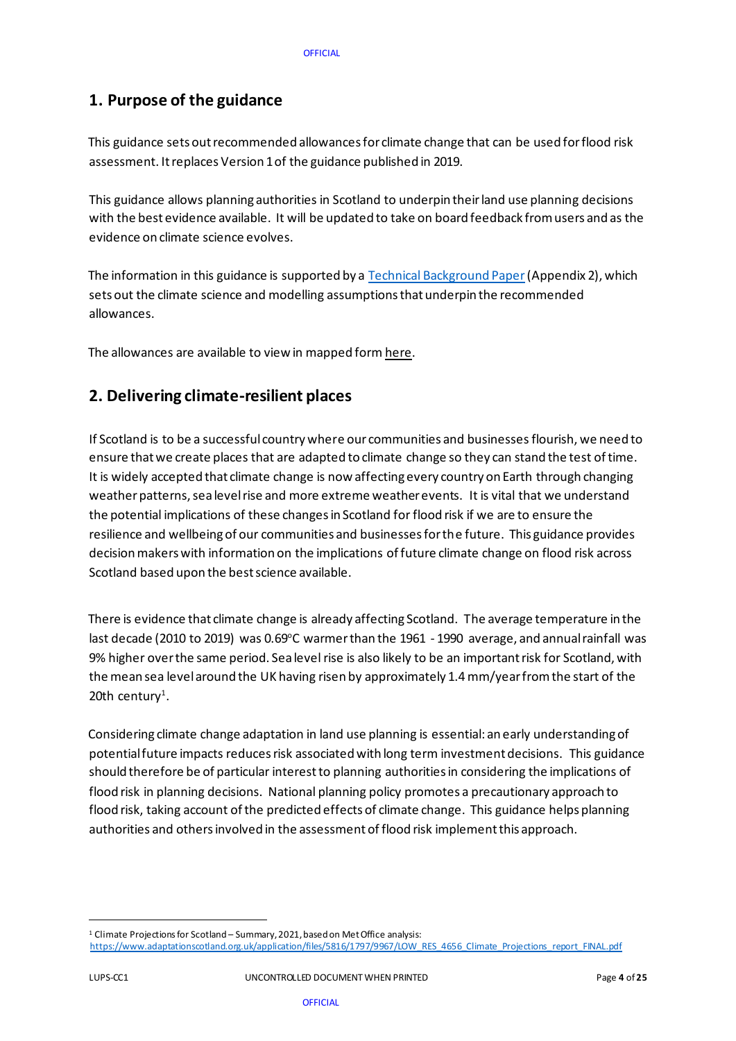## 1. Purpose of the guidance

This guidance sets out recommended allowances for climate change that can be used for flood risk assessment. It replaces Version 1 of the guidance published in 2019.

This guidance allows planning authorities in Scotland to underpin their land use planning decisions with the best evidence available. It will be updated to take on board feedback from users and as the evidence on climate science evolves.

The information in this guidance is supported by a Technical Background Paper (Appendix 2), which sets out the climate science and modelling assumptions that underpin the recommended allowances.

The allowances are available to view in mapped form here.

## 2. Delivering climate-resilient places

If Scotland is to be a successful country where our communities and businesses flourish, we need to ensure that we create places that are adapted to climate change so they can stand the test of time. It is widely accepted that climate change is now affecting every country on Earth through changing weather patterns, sea level rise and more extreme weather events. It is vital that we understand the potential implications of these changes in Scotland for flood risk if we are to ensure the resilience and wellbeing of our communities and businesses for the future. This guidance provides decision makers with information on the implications of future climate change on flood risk across Scotland based upon the best science available.

There is evidence that climate change is already affecting Scotland. The average temperature in the last decade (2010 to 2019) was 0.69°C warmer than the 1961 - 1990 average, and annual rainfall was 9% higher over the same period. Sea level rise is also likely to be an important risk for Scotland, with the mean sea level around the UK having risen by approximately 1.4 mm/year from the start of the 20th century[1].

Considering climate change adaptation in land use planning is essential: an early understanding of potential future impacts reduces risk associated with long term investment decisions. This guidance should therefore be of particular interest to planning authorities in considering the implications of flood risk in planning decisions. National planning policy promotes a precautionary approach to flood risk, taking account of the predicted effects of climate change. This guidance helps planning authorities and others involved in the assessment of flood risk implement this approach.

[1] Climate Projections for Scotland – Summary, 2021, based on Met Office analysis: https://www.adaptationscotland.org.uk/application/files/5816/1797/9967/LOW_RES_4656_Climate_Projections_report_FINAL.pdf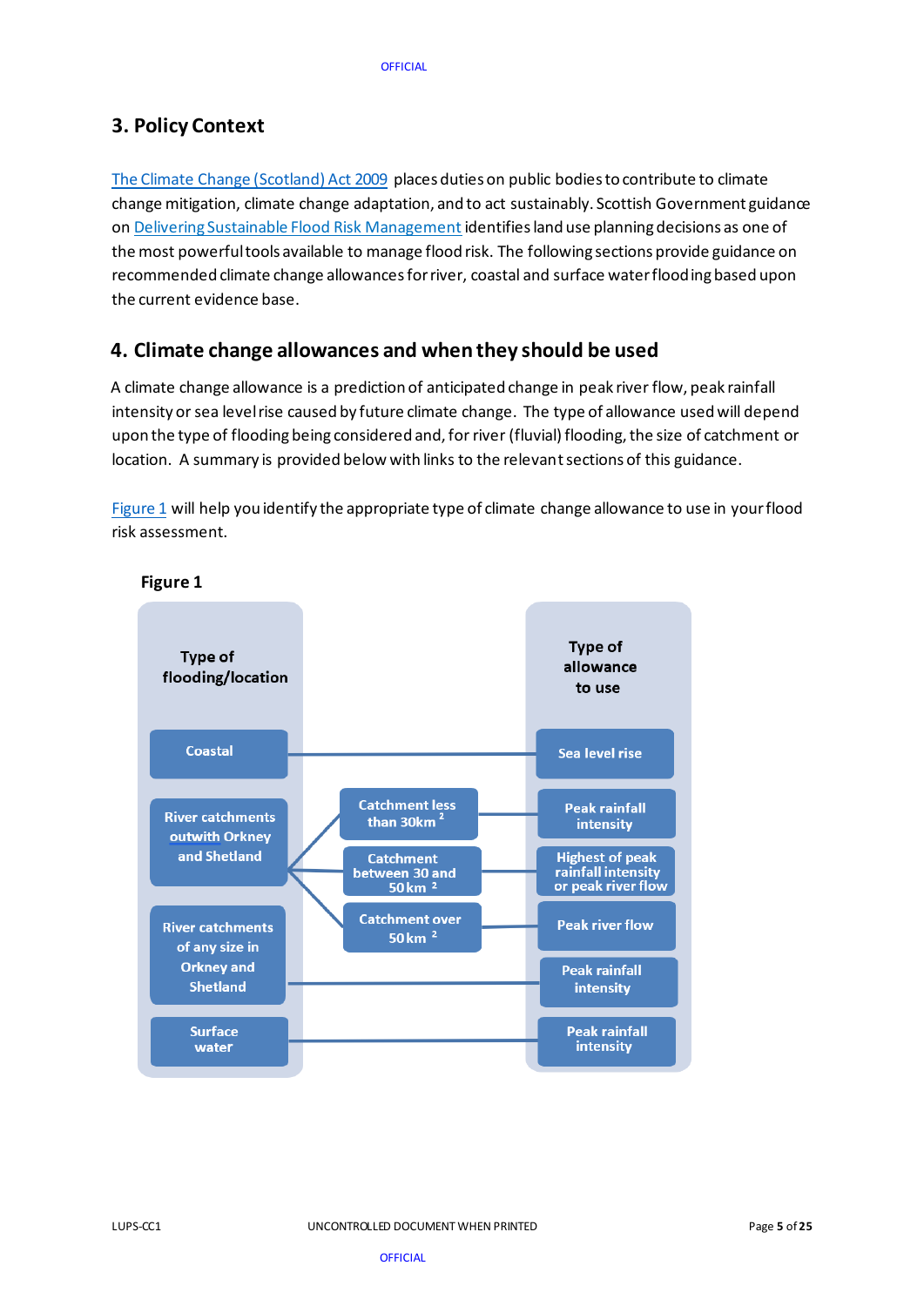## 3. Policy Context

The Climate Change (Scotland) Act 2009 places duties on public bodies to contribute to climate change mitigation, climate change adaptation, and to act sustainably. Scottish Government guidance on Delivering Sustainable Flood Risk Management identifies land use planning decisions as one of the most powerful tools available to manage flood risk. The following sections provide guidance on recommended climate change allowances for river, coastal and surface water flooding based upon the current evidence base.

## 4. Climate change allowances and when they should be used

A climate change allowance is a prediction of anticipated change in peak river flow, peak rainfall intensity or sea level rise caused by future climate change. The type of allowance used will depend upon the type of flooding being considered and, for river (fluvial) flooding, the size of catchment or location. A summary is provided below with links to the relevant sections of this guidance.

Figure 1 will help you identify the appropriate type of climate change allowance to use in your flood risk assessment.

**Figure 1**

| Type of flooding/location | | Type of allowance to use |
|---|---|---|
| Coastal | | Sea level rise |
| River catchments outwith Orkney and Shetland | Catchment less than 30km $^2$ | Peak rainfall intensity |
| | Catchment between 30 and 50km $^2$ | Highest of peak rainfall intensity or peak river flow |
| | Catchment over 50km $^2$ | Peak river flow |
| River catchments of any size in Orkney and Shetland | | Peak rainfall intensity |
| Surface water | | Peak rainfall intensity |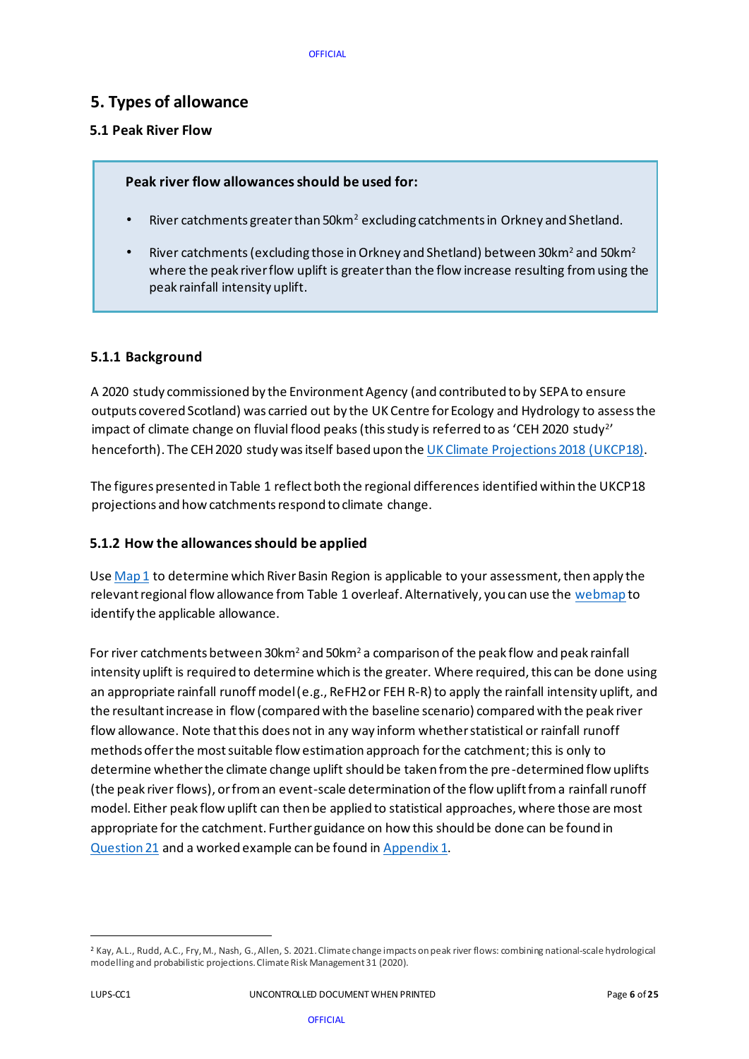## 5. Types of allowance

### 5.1 Peak River Flow

**Peak river flow allowances should be used for:**

- River catchments greater than $50km^2$ excluding catchments in Orkney and Shetland.
- River catchments (excluding those in Orkney and Shetland) between $30km^2$ and $50km^2$ where the peak river flow uplift is greater than the flow increase resulting from using the peak rainfall intensity uplift.

#### 5.1.1 Background

A 2020 study commissioned by the Environment Agency (and contributed to by SEPA to ensure outputs covered Scotland) was carried out by the UK Centre for Ecology and Hydrology to assess the impact of climate change on fluvial flood peaks (this study is referred to as 'CEH 2020 study[2]' henceforth). The CEH 2020 study was itself based upon the UK Climate Projections 2018 (UKCP18).

The figures presented in Table 1 reflect both the regional differences identified within the UKCP18 projections and how catchments respond to climate change.

#### 5.1.2 How the allowances should be applied

Use Map 1 to determine which River Basin Region is applicable to your assessment, then apply the relevant regional flow allowance from Table 1 overleaf. Alternatively, you can use the webmap to identify the applicable allowance.

For river catchments between $30km^2$ and $50km^2$ a comparison of the peak flow and peak rainfall intensity uplift is required to determine which is the greater. Where required, this can be done using an appropriate rainfall runoff model (e.g., ReFH2 or FEH R-R) to apply the rainfall intensity uplift, and the resultant increase in flow (compared with the baseline scenario) compared with the peak river flow allowance. Note that this does not in any way inform whether statistical or rainfall runoff methods offer the most suitable flow estimation approach for the catchment; this is only to determine whether the climate change uplift should be taken from the pre-determined flow uplifts (the peak river flows), or from an event-scale determination of the flow uplift from a rainfall runoff model. Either peak flow uplift can then be applied to statistical approaches, where those are most appropriate for the catchment. Further guidance on how this should be done can be found in Question 21 and a worked example can be found in Appendix 1.

---

[2] Kay, A.L., Rudd, A.C., Fry, M., Nash, G., Allen, S. 2021. Climate change impacts on peak river flows: combining national-scale hydrological modelling and probabilistic projections. Climate Risk Management 31 (2020).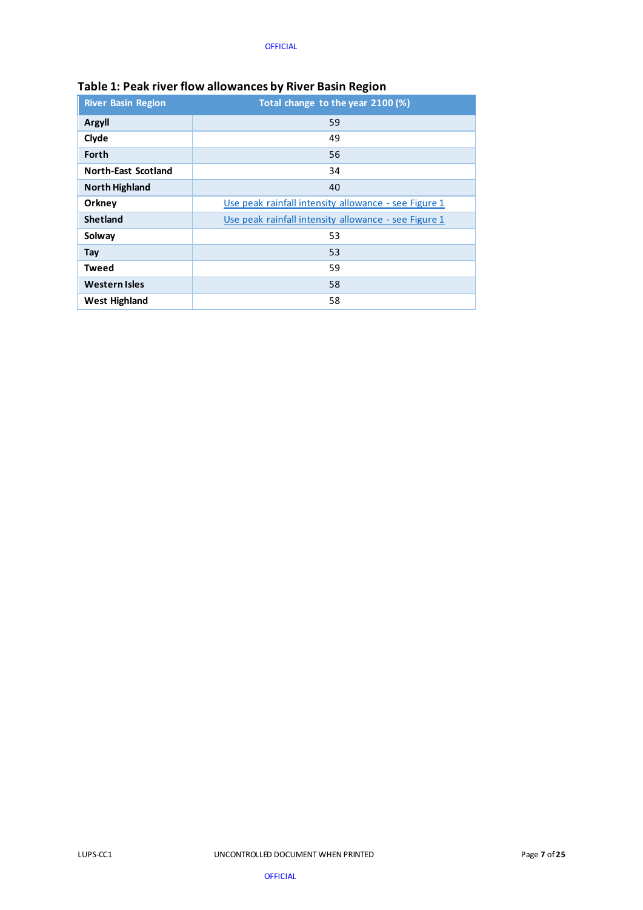### Table 1: Peak river flow allowances by River Basin Region

| River Basin Region | Total change to the year 2100 (%) |
|---|---|
| **Argyll** | 59 |
| **Clyde** | 49 |
| **Forth** | 56 |
| **North-East Scotland** | 34 |
| **North Highland** | 40 |
| **Orkney** | Use peak rainfall intensity allowance - see Figure 1 |
| **Shetland** | Use peak rainfall intensity allowance - see Figure 1 |
| **Solway** | 53 |
| **Tay** | 53 |
| **Tweed** | 59 |
| **Western Isles** | 58 |
| **West Highland** | 58 |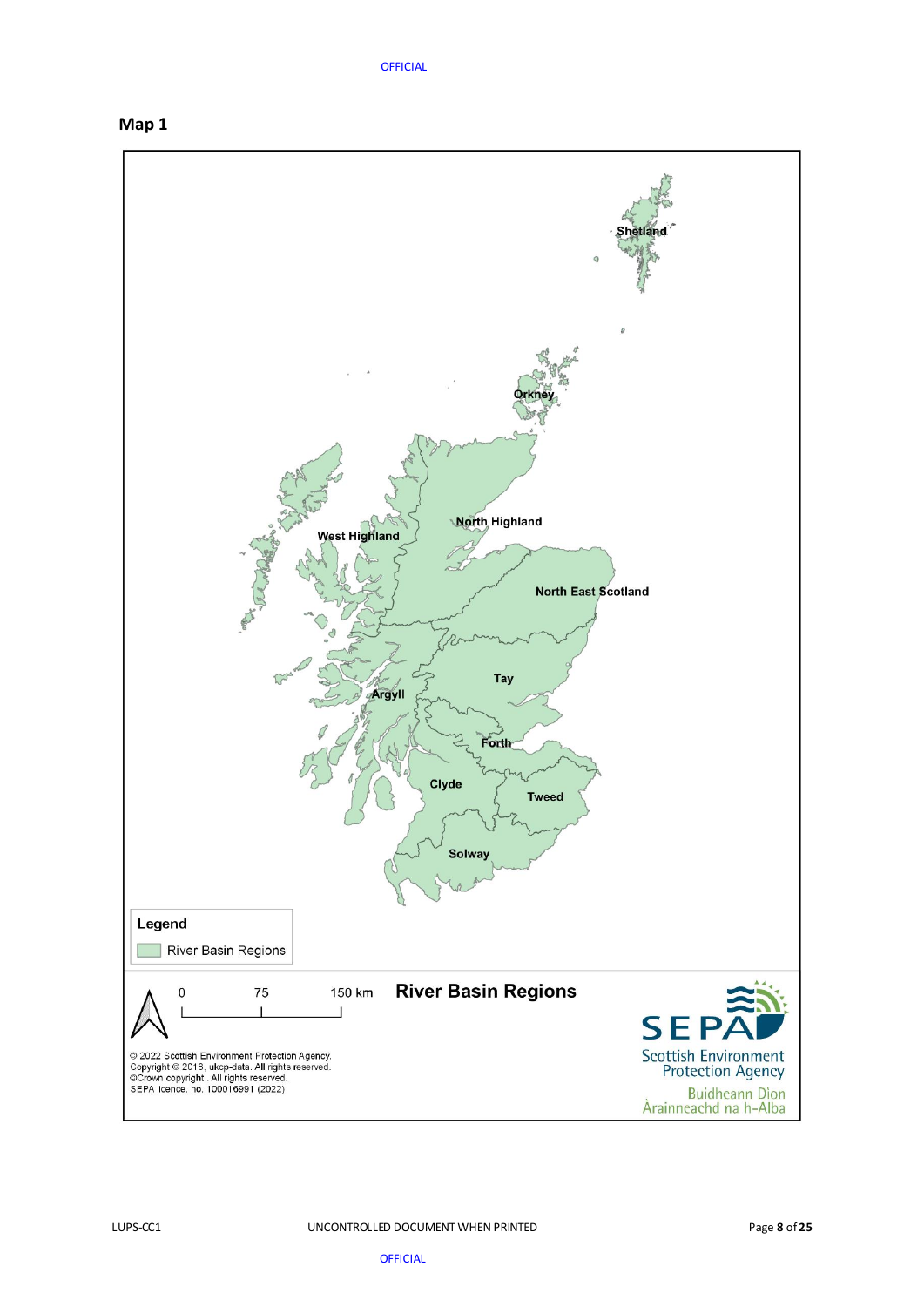**Map 1**

Shetland

Orkney

North Highland

West Highland

North East Scotland

Tay

Argyll

Forth

Clyde

Tweed

Solway

Legend

River Basin Regions

0 75 150 km

**River Basin Regions**

© 2022 Scottish Environment Protection Agency.
Copyright © 2018, ukcp-data. All rights reserved.
©Crown copyright . All rights reserved.
SEPA licence. no. 100016991 (2022)

SEPA
Scottish Environment Protection Agency
Buidheann Dìon Àrainneachd na h-Alba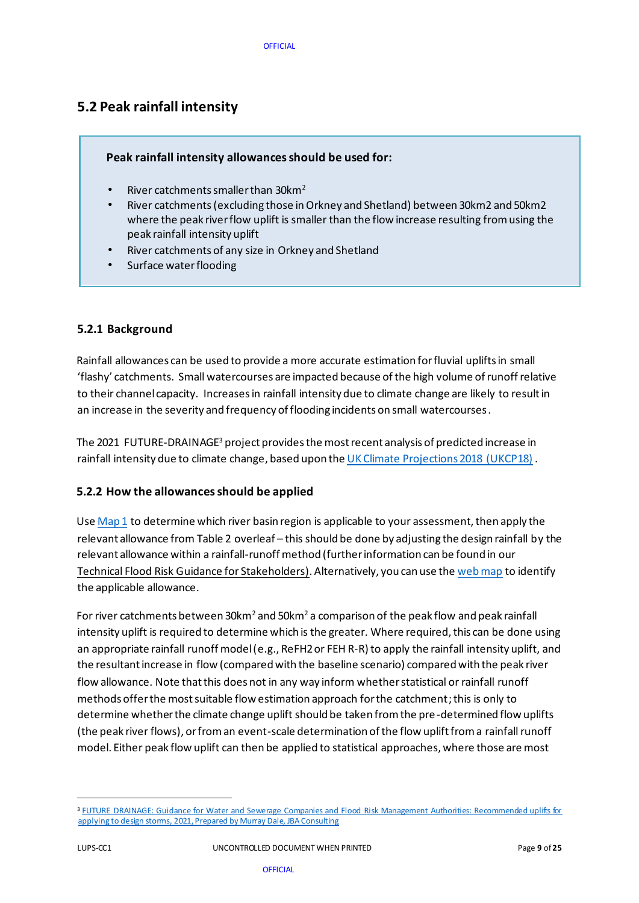## 5.2 Peak rainfall intensity

**Peak rainfall intensity allowances should be used for:**

- River catchments smaller than 30km$^2$
- River catchments (excluding those in Orkney and Shetland) between 30km2 and 50km2 where the peak river flow uplift is smaller than the flow increase resulting from using the peak rainfall intensity uplift
- River catchments of any size in Orkney and Shetland
- Surface water flooding

### 5.2.1 Background

Rainfall allowances can be used to provide a more accurate estimation for fluvial uplifts in small 'flashy' catchments. Small watercourses are impacted because of the high volume of runoff relative to their channel capacity. Increases in rainfall intensity due to climate change are likely to result in an increase in the severity and frequency of flooding incidents on small watercourses.

The 2021 FUTURE-DRAINAGE[3] project provides the most recent analysis of predicted increase in rainfall intensity due to climate change, based upon the UK Climate Projections 2018 (UKCP18).

### 5.2.2 How the allowances should be applied

Use Map 1 to determine which river basin region is applicable to your assessment, then apply the relevant allowance from Table 2 overleaf – this should be done by adjusting the design rainfall by the relevant allowance within a rainfall-runoff method (further information can be found in our Technical Flood Risk Guidance for Stakeholders). Alternatively, you can use the web map to identify the applicable allowance.

For river catchments between 30km$^2$ and 50km$^2$ a comparison of the peak flow and peak rainfall intensity uplift is required to determine which is the greater. Where required, this can be done using an appropriate rainfall runoff model (e.g., ReFH2 or FEH R-R) to apply the rainfall intensity uplift, and the resultant increase in flow (compared with the baseline scenario) compared with the peak river flow allowance. Note that this does not in any way inform whether statistical or rainfall runoff methods offer the most suitable flow estimation approach for the catchment; this is only to determine whether the climate change uplift should be taken from the pre-determined flow uplifts (the peak river flows), or from an event-scale determination of the flow uplift from a rainfall runoff model. Either peak flow uplift can then be applied to statistical approaches, where those are most

[3] FUTURE DRAINAGE: Guidance for Water and Sewerage Companies and Flood Risk Management Authorities: Recommended uplifts for applying to design storms, 2021, Prepared by Murray Dale, JBA Consulting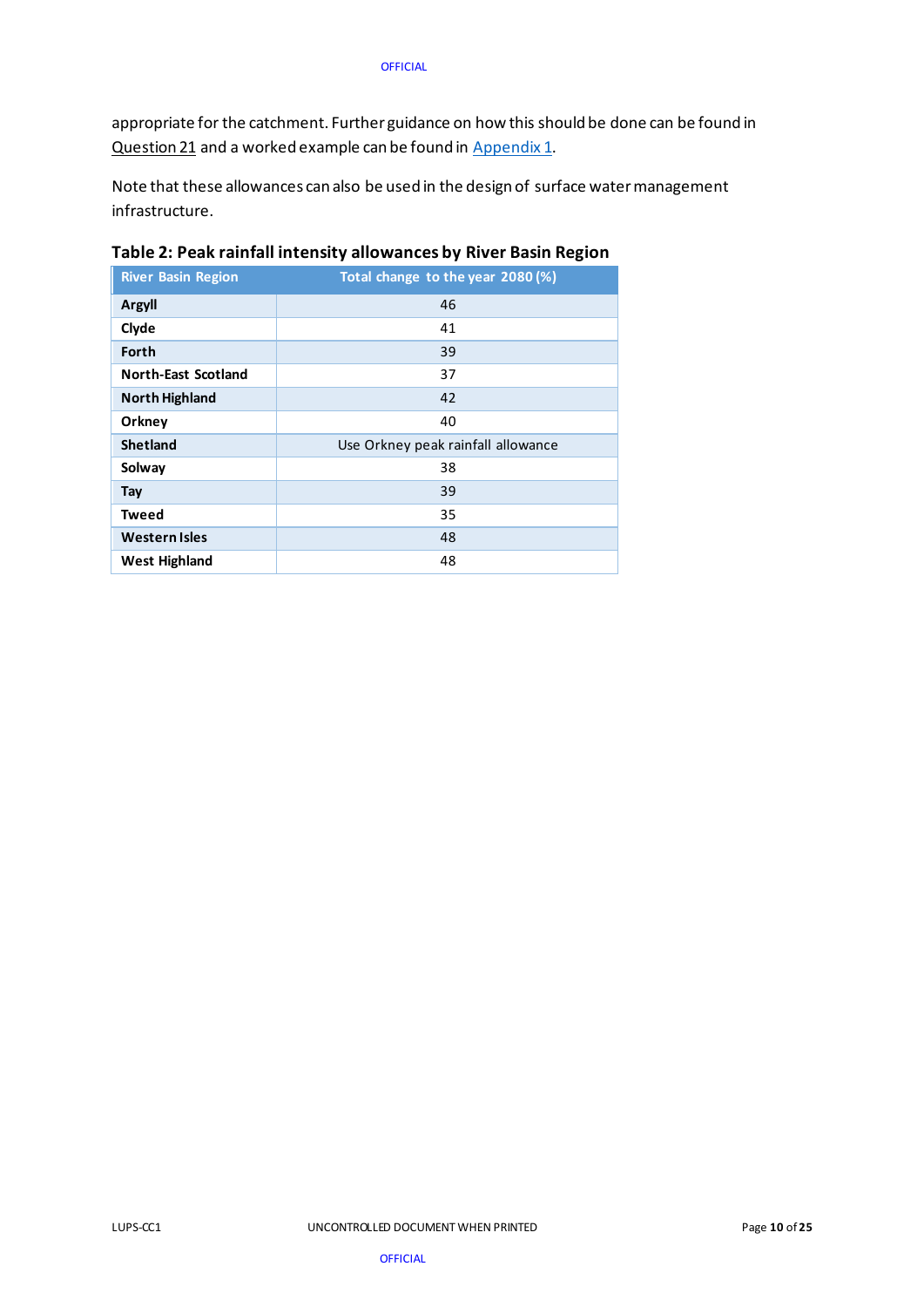appropriate for the catchment. Further guidance on how this should be done can be found in Question 21 and a worked example can be found in Appendix 1.

Note that these allowances can also be used in the design of surface water management infrastructure.

**Table 2: Peak rainfall intensity allowances by River Basin Region**

| River Basin Region | Total change to the year 2080 (%) |
|---|---|
| **Argyll** | 46 |
| **Clyde** | 41 |
| **Forth** | 39 |
| **North-East Scotland** | 37 |
| **North Highland** | 42 |
| **Orkney** | 40 |
| **Shetland** | Use Orkney peak rainfall allowance |
| **Solway** | 38 |
| **Tay** | 39 |
| **Tweed** | 35 |
| **Western Isles** | 48 |
| **West Highland** | 48 |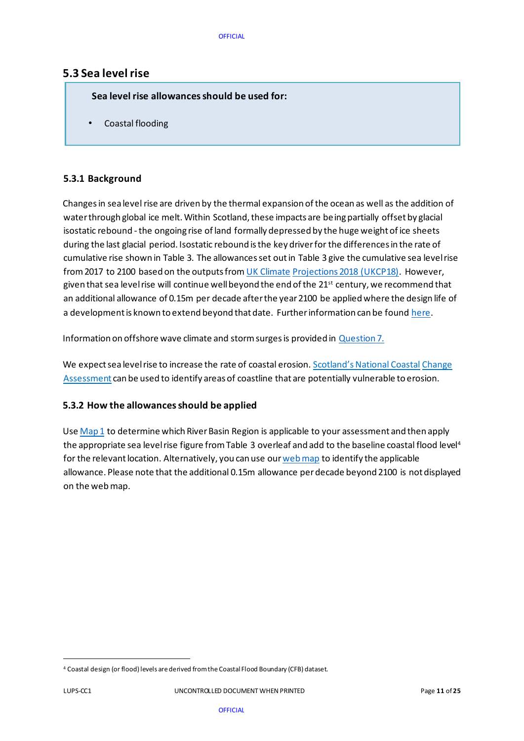## 5.3 Sea level rise

**Sea level rise allowances should be used for:**

- Coastal flooding

### 5.3.1 Background

Changes in sea level rise are driven by the thermal expansion of the ocean as well as the addition of water through global ice melt. Within Scotland, these impacts are being partially offset by glacial isostatic rebound - the ongoing rise of land formally depressed by the huge weight of ice sheets during the last glacial period. Isostatic rebound is the key driver for the differences in the rate of cumulative rise shown in Table 3. The allowances set out in Table 3 give the cumulative sea level rise from 2017 to 2100 based on the outputs from UK Climate Projections 2018 (UKCP18). However, given that sea level rise will continue well beyond the end of the 21st century, we recommend that an additional allowance of 0.15m per decade after the year 2100 be applied where the design life of a development is known to extend beyond that date. Further information can be found here.

Information on offshore wave climate and storm surges is provided in Question 7.

We expect sea level rise to increase the rate of coastal erosion. Scotland's National Coastal Change Assessment can be used to identify areas of coastline that are potentially vulnerable to erosion.

### 5.3.2 How the allowances should be applied

Use Map 1 to determine which River Basin Region is applicable to your assessment and then apply the appropriate sea level rise figure from Table 3 overleaf and add to the baseline coastal flood level[4] for the relevant location. Alternatively, you can use our web map to identify the applicable allowance. Please note that the additional 0.15m allowance per decade beyond 2100 is not displayed on the web map.

[4] Coastal design (or flood) levels are derived from the Coastal Flood Boundary (CFB) dataset.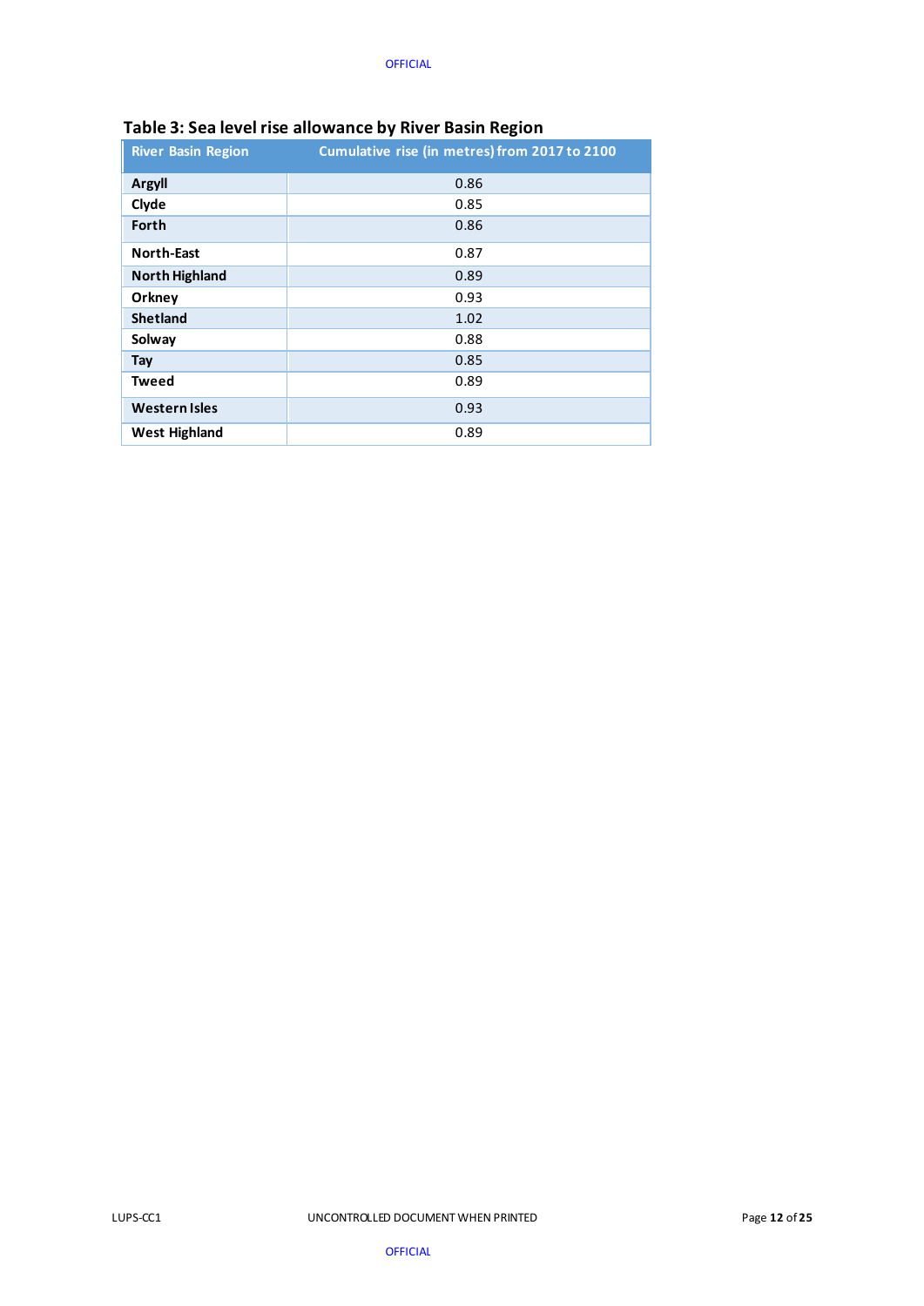### Table 3: Sea level rise allowance by River Basin Region

| River Basin Region | Cumulative rise (in metres) from 2017 to 2100 |
| --- | --- |
| **Argyll** | 0.86 |
| **Clyde** | 0.85 |
| **Forth** | 0.86 |
| **North-East** | 0.87 |
| **North Highland** | 0.89 |
| **Orkney** | 0.93 |
| **Shetland** | 1.02 |
| **Solway** | 0.88 |
| **Tay** | 0.85 |
| **Tweed** | 0.89 |
| **Western Isles** | 0.93 |
| **West Highland** | 0.89 |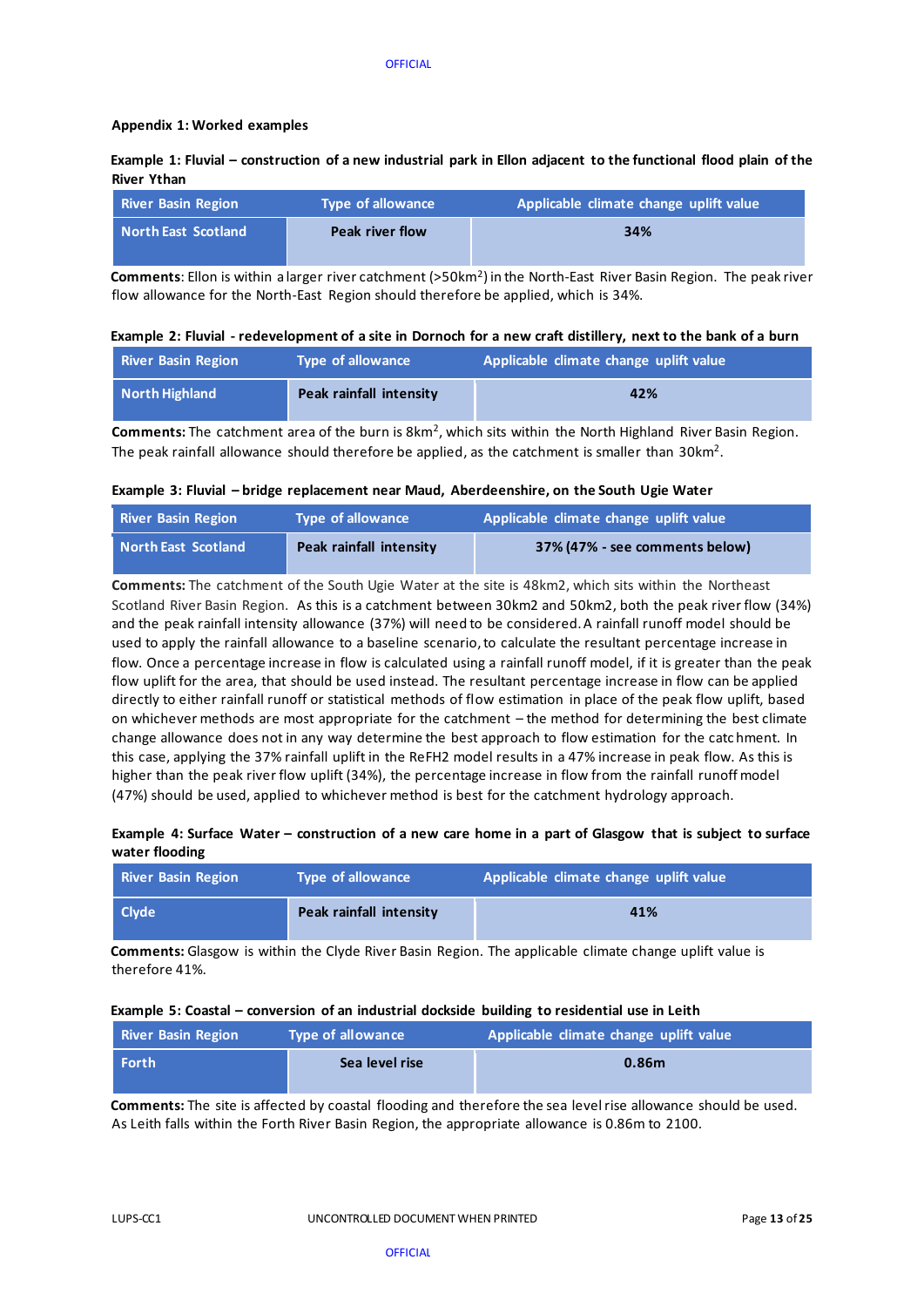**Appendix 1: Worked examples**

**Example 1: Fluvial – construction of a new industrial park in Ellon adjacent to the functional flood plain of the River Ythan**

| River Basin Region | Type of allowance | Applicable climate change uplift value |
|---|---|---|
| North East Scotland | Peak river flow | 34% |

**Comments**: Ellon is within a larger river catchment (>50km$^2$) in the North-East River Basin Region. The peak river flow allowance for the North-East Region should therefore be applied, which is 34%.

**Example 2: Fluvial - redevelopment of a site in Dornoch for a new craft distillery, next to the bank of a burn**

| River Basin Region | Type of allowance | Applicable climate change uplift value |
|---|---|---|
| North Highland | Peak rainfall intensity | 42% |

**Comments:** The catchment area of the burn is 8km$^2$, which sits within the North Highland River Basin Region. The peak rainfall allowance should therefore be applied, as the catchment is smaller than 30km$^2$.

**Example 3: Fluvial – bridge replacement near Maud, Aberdeenshire, on the South Ugie Water**

| River Basin Region | Type of allowance | Applicable climate change uplift value |
|---|---|---|
| North East Scotland | Peak rainfall intensity | 37% (47% - see comments below) |

**Comments:** The catchment of the South Ugie Water at the site is 48km2, which sits within the Northeast Scotland River Basin Region. As this is a catchment between 30km2 and 50km2, both the peak river flow (34%) and the peak rainfall intensity allowance (37%) will need to be considered. A rainfall runoff model should be used to apply the rainfall allowance to a baseline scenario, to calculate the resultant percentage increase in flow. Once a percentage increase in flow is calculated using a rainfall runoff model, if it is greater than the peak flow uplift for the area, that should be used instead. The resultant percentage increase in flow can be applied directly to either rainfall runoff or statistical methods of flow estimation in place of the peak flow uplift, based on whichever methods are most appropriate for the catchment – the method for determining the best climate change allowance does not in any way determine the best approach to flow estimation for the catchment. In this case, applying the 37% rainfall uplift in the ReFH2 model results in a 47% increase in peak flow. As this is higher than the peak river flow uplift (34%), the percentage increase in flow from the rainfall runoff model (47%) should be used, applied to whichever method is best for the catchment hydrology approach.

**Example 4: Surface Water – construction of a new care home in a part of Glasgow that is subject to surface water flooding**

| River Basin Region | Type of allowance | Applicable climate change uplift value |
|---|---|---|
| Clyde | Peak rainfall intensity | 41% |

**Comments:** Glasgow is within the Clyde River Basin Region. The applicable climate change uplift value is therefore 41%.

**Example 5: Coastal – conversion of an industrial dockside building to residential use in Leith**

| River Basin Region | Type of allowance | Applicable climate change uplift value |
|---|---|---|
| Forth | Sea level rise | 0.86m |

**Comments:** The site is affected by coastal flooding and therefore the sea level rise allowance should be used. As Leith falls within the Forth River Basin Region, the appropriate allowance is 0.86m to 2100.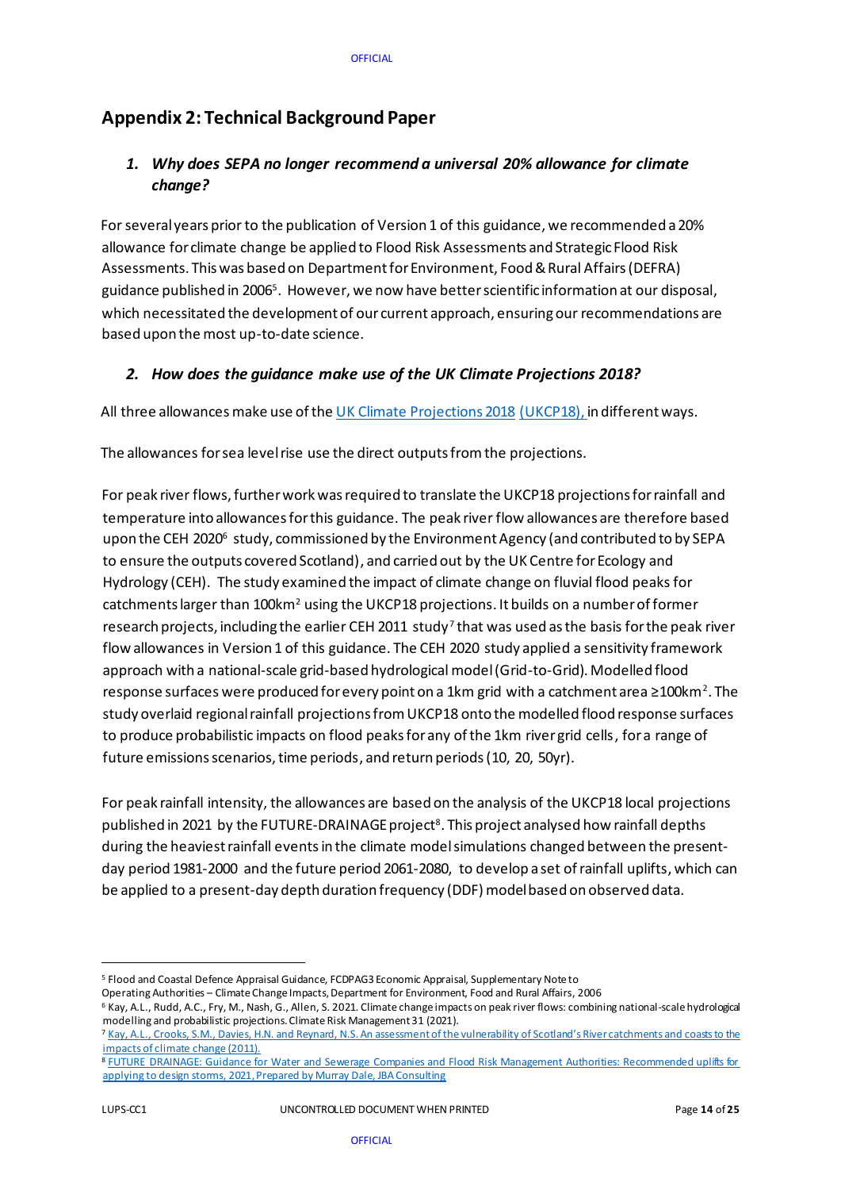## Appendix 2: Technical Background Paper

### *1. Why does SEPA no longer recommend a universal 20% allowance for climate change?*

For several years prior to the publication of Version 1 of this guidance, we recommended a 20% allowance for climate change be applied to Flood Risk Assessments and Strategic Flood Risk Assessments. This was based on Department for Environment, Food & Rural Affairs (DEFRA) guidance published in 2006[5]. However, we now have better scientific information at our disposal, which necessitated the development of our current approach, ensuring our recommendations are based upon the most up-to-date science.

### *2. How does the guidance make use of the UK Climate Projections 2018?*

All three allowances make use of the UK Climate Projections 2018 (UKCP18), in different ways.

The allowances for sea level rise use the direct outputs from the projections.

For peak river flows, further work was required to translate the UKCP18 projections for rainfall and temperature into allowances for this guidance. The peak river flow allowances are therefore based upon the CEH 2020[6] study, commissioned by the Environment Agency (and contributed to by SEPA to ensure the outputs covered Scotland), and carried out by the UK Centre for Ecology and Hydrology (CEH). The study examined the impact of climate change on fluvial flood peaks for catchments larger than 100km$^2$ using the UKCP18 projections. It builds on a number of former research projects, including the earlier CEH 2011 study[7] that was used as the basis for the peak river flow allowances in Version 1 of this guidance. The CEH 2020 study applied a sensitivity framework approach with a national-scale grid-based hydrological model (Grid-to-Grid). Modelled flood response surfaces were produced for every point on a 1km grid with a catchment area ≥100km$^2$. The study overlaid regional rainfall projections from UKCP18 onto the modelled flood response surfaces to produce probabilistic impacts on flood peaks for any of the 1km river grid cells, for a range of future emissions scenarios, time periods, and return periods (10, 20, 50yr).

For peak rainfall intensity, the allowances are based on the analysis of the UKCP18 local projections published in 2021 by the FUTURE-DRAINAGE project[8]. This project analysed how rainfall depths during the heaviest rainfall events in the climate model simulations changed between the present-day period 1981-2000 and the future period 2061-2080, to develop a set of rainfall uplifts, which can be applied to a present-day depth duration frequency (DDF) model based on observed data.

---

[5] Flood and Coastal Defence Appraisal Guidance, FCDPAG3 Economic Appraisal, Supplementary Note to Operating Authorities – Climate Change Impacts, Department for Environment, Food and Rural Affairs, 2006

[6] Kay, A.L., Rudd, A.C., Fry, M., Nash, G., Allen, S. 2021. Climate change impacts on peak river flows: combining national-scale hydrological modelling and probabilistic projections. Climate Risk Management 31 (2021).

[7] Kay, A.L., Crooks, S.M., Davies, H.N. and Reynard, N.S. An assessment of the vulnerability of Scotland's River catchments and coasts to the impacts of climate change (2011).

[8] FUTURE DRAINAGE: Guidance for Water and Sewerage Companies and Flood Risk Management Authorities: Recommended uplifts for applying to design storms, 2021, Prepared by Murray Dale, JBA Consulting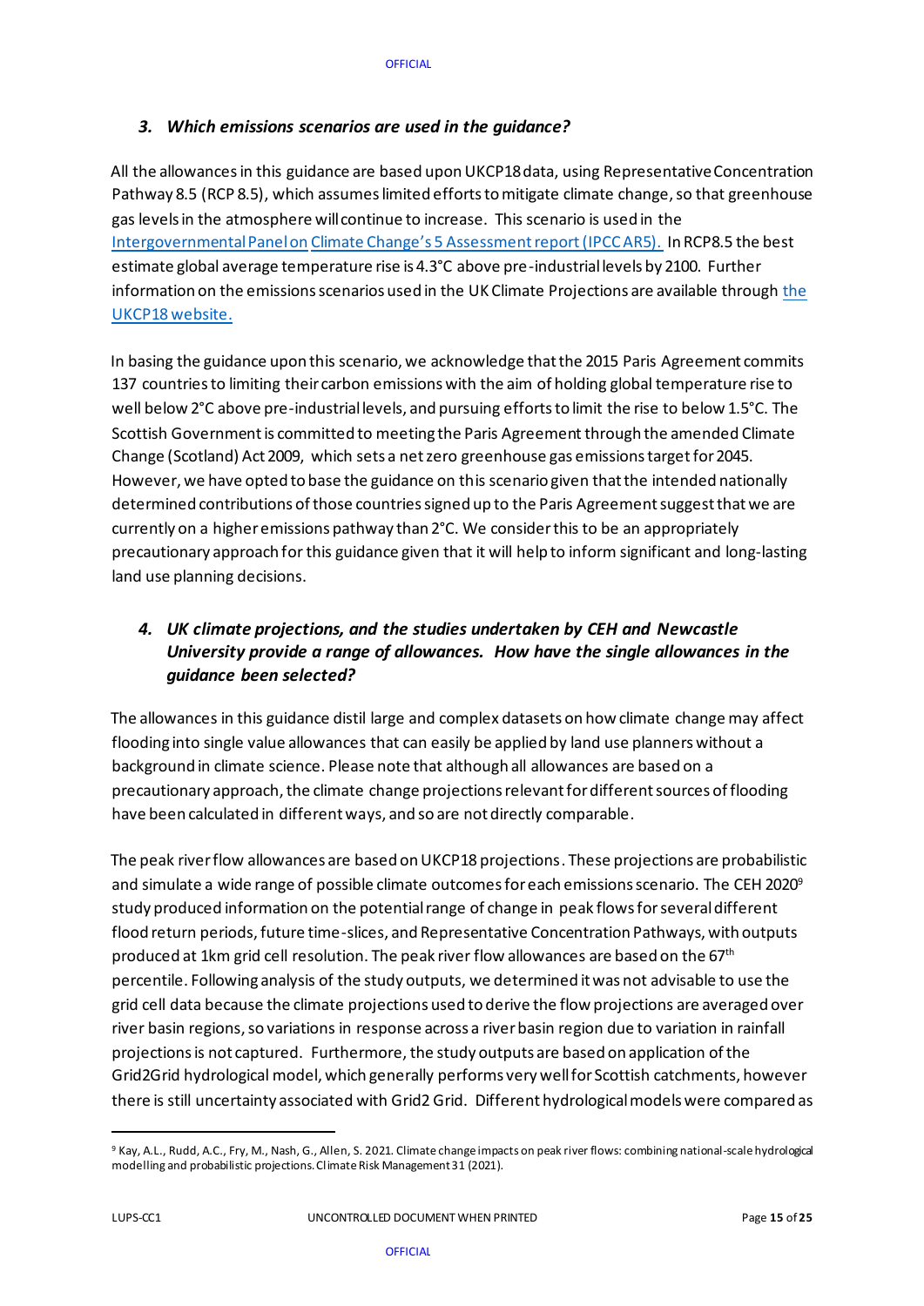### *3. Which emissions scenarios are used in the guidance?*

All the allowances in this guidance are based upon UKCP18 data, using Representative Concentration Pathway 8.5 (RCP 8.5), which assumes limited efforts to mitigate climate change, so that greenhouse gas levels in the atmosphere will continue to increase. This scenario is used in the [Intergovernmental Panel on Climate Change's 5 Assessment report (IPCC AR5).](#) In RCP8.5 the best estimate global average temperature rise is 4.3°C above pre-industrial levels by 2100. Further information on the emissions scenarios used in the UK Climate Projections are available through [the UKCP18 website.](#)

In basing the guidance upon this scenario, we acknowledge that the 2015 Paris Agreement commits 137 countries to limiting their carbon emissions with the aim of holding global temperature rise to well below 2°C above pre-industrial levels, and pursuing efforts to limit the rise to below 1.5°C. The Scottish Government is committed to meeting the Paris Agreement through the amended Climate Change (Scotland) Act 2009, which sets a net zero greenhouse gas emissions target for 2045. However, we have opted to base the guidance on this scenario given that the intended nationally determined contributions of those countries signed up to the Paris Agreement suggest that we are currently on a higher emissions pathway than 2°C. We consider this to be an appropriately precautionary approach for this guidance given that it will help to inform significant and long-lasting land use planning decisions.

### *4. UK climate projections, and the studies undertaken by CEH and Newcastle University provide a range of allowances. How have the single allowances in the guidance been selected?*

The allowances in this guidance distil large and complex datasets on how climate change may affect flooding into single value allowances that can easily be applied by land use planners without a background in climate science. Please note that although all allowances are based on a precautionary approach, the climate change projections relevant for different sources of flooding have been calculated in different ways, and so are not directly comparable.

The peak river flow allowances are based on UKCP18 projections. These projections are probabilistic and simulate a wide range of possible climate outcomes for each emissions scenario. The CEH 2020[9] study produced information on the potential range of change in peak flows for several different flood return periods, future time-slices, and Representative Concentration Pathways, with outputs produced at 1km grid cell resolution. The peak river flow allowances are based on the 67th percentile. Following analysis of the study outputs, we determined it was not advisable to use the grid cell data because the climate projections used to derive the flow projections are averaged over river basin regions, so variations in response across a river basin region due to variation in rainfall projections is not captured. Furthermore, the study outputs are based on application of the Grid2Grid hydrological model, which generally performs very well for Scottish catchments, however there is still uncertainty associated with Grid2 Grid. Different hydrological models were compared as

---

[9] Kay, A.L., Rudd, A.C., Fry, M., Nash, G., Allen, S. 2021. Climate change impacts on peak river flows: combining national-scale hydrological modelling and probabilistic projections. Climate Risk Management 31 (2021).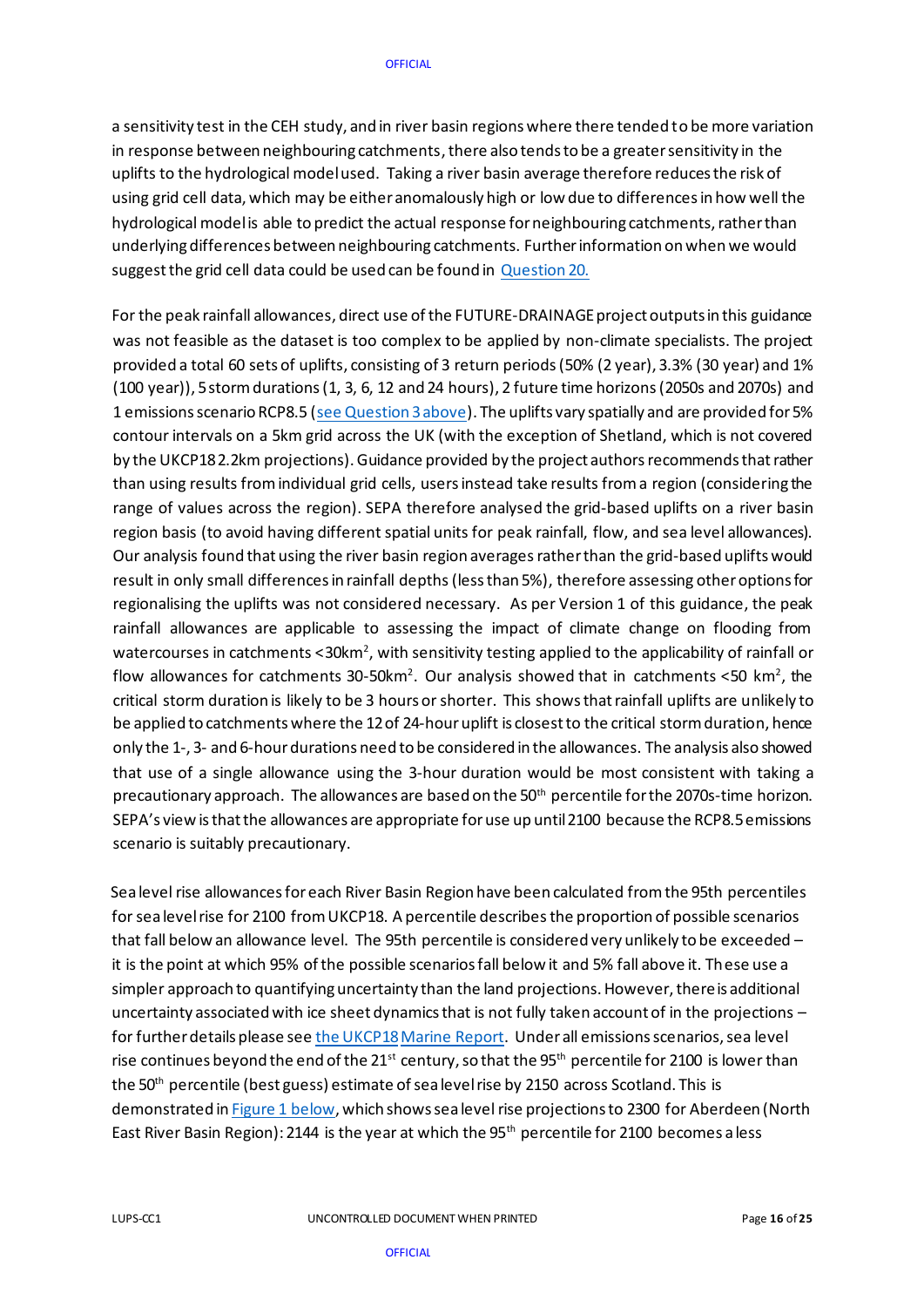a sensitivity test in the CEH study, and in river basin regions where there tended to be more variation in response between neighbouring catchments, there also tends to be a greater sensitivity in the uplifts to the hydrological model used. Taking a river basin average therefore reduces the risk of using grid cell data, which may be either anomalously high or low due to differences in how well the hydrological model is able to predict the actual response for neighbouring catchments, rather than underlying differences between neighbouring catchments. Further information on when we would suggest the grid cell data could be used can be found in Question 20.

For the peak rainfall allowances, direct use of the FUTURE-DRAINAGE project outputs in this guidance was not feasible as the dataset is too complex to be applied by non-climate specialists. The project provided a total 60 sets of uplifts, consisting of 3 return periods (50% (2 year), 3.3% (30 year) and 1% (100 year)), 5 storm durations (1, 3, 6, 12 and 24 hours), 2 future time horizons (2050s and 2070s) and 1 emissions scenario RCP8.5 (see Question 3 above). The uplifts vary spatially and are provided for 5% contour intervals on a 5km grid across the UK (with the exception of Shetland, which is not covered by the UKCP18 2.2km projections). Guidance provided by the project authors recommends that rather than using results from individual grid cells, users instead take results from a region (considering the range of values across the region). SEPA therefore analysed the grid-based uplifts on a river basin region basis (to avoid having different spatial units for peak rainfall, flow, and sea level allowances). Our analysis found that using the river basin region averages rather than the grid-based uplifts would result in only small differences in rainfall depths (less than 5%), therefore assessing other options for regionalising the uplifts was not considered necessary. As per Version 1 of this guidance, the peak rainfall allowances are applicable to assessing the impact of climate change on flooding from watercourses in catchments <30km$^2$, with sensitivity testing applied to the applicability of rainfall or flow allowances for catchments 30-50km$^2$. Our analysis showed that in catchments <50 km$^2$, the critical storm duration is likely to be 3 hours or shorter. This shows that rainfall uplifts are unlikely to be applied to catchments where the 12 of 24-hour uplift is closest to the critical storm duration, hence only the 1-, 3- and 6-hour durations need to be considered in the allowances. The analysis also showed that use of a single allowance using the 3-hour duration would be most consistent with taking a precautionary approach. The allowances are based on the 50th percentile for the 2070s-time horizon. SEPA's view is that the allowances are appropriate for use up until 2100 because the RCP8.5 emissions scenario is suitably precautionary.

Sea level rise allowances for each River Basin Region have been calculated from the 95th percentiles for sea level rise for 2100 from UKCP18. A percentile describes the proportion of possible scenarios that fall below an allowance level. The 95th percentile is considered very unlikely to be exceeded – it is the point at which 95% of the possible scenarios fall below it and 5% fall above it. These use a simpler approach to quantifying uncertainty than the land projections. However, there is additional uncertainty associated with ice sheet dynamics that is not fully taken account of in the projections – for further details please see the UKCP18 Marine Report. Under all emissions scenarios, sea level rise continues beyond the end of the 21st century, so that the 95th percentile for 2100 is lower than the 50th percentile (best guess) estimate of sea level rise by 2150 across Scotland. This is demonstrated in Figure 1 below, which shows sea level rise projections to 2300 for Aberdeen (North East River Basin Region): 2144 is the year at which the 95th percentile for 2100 becomes a less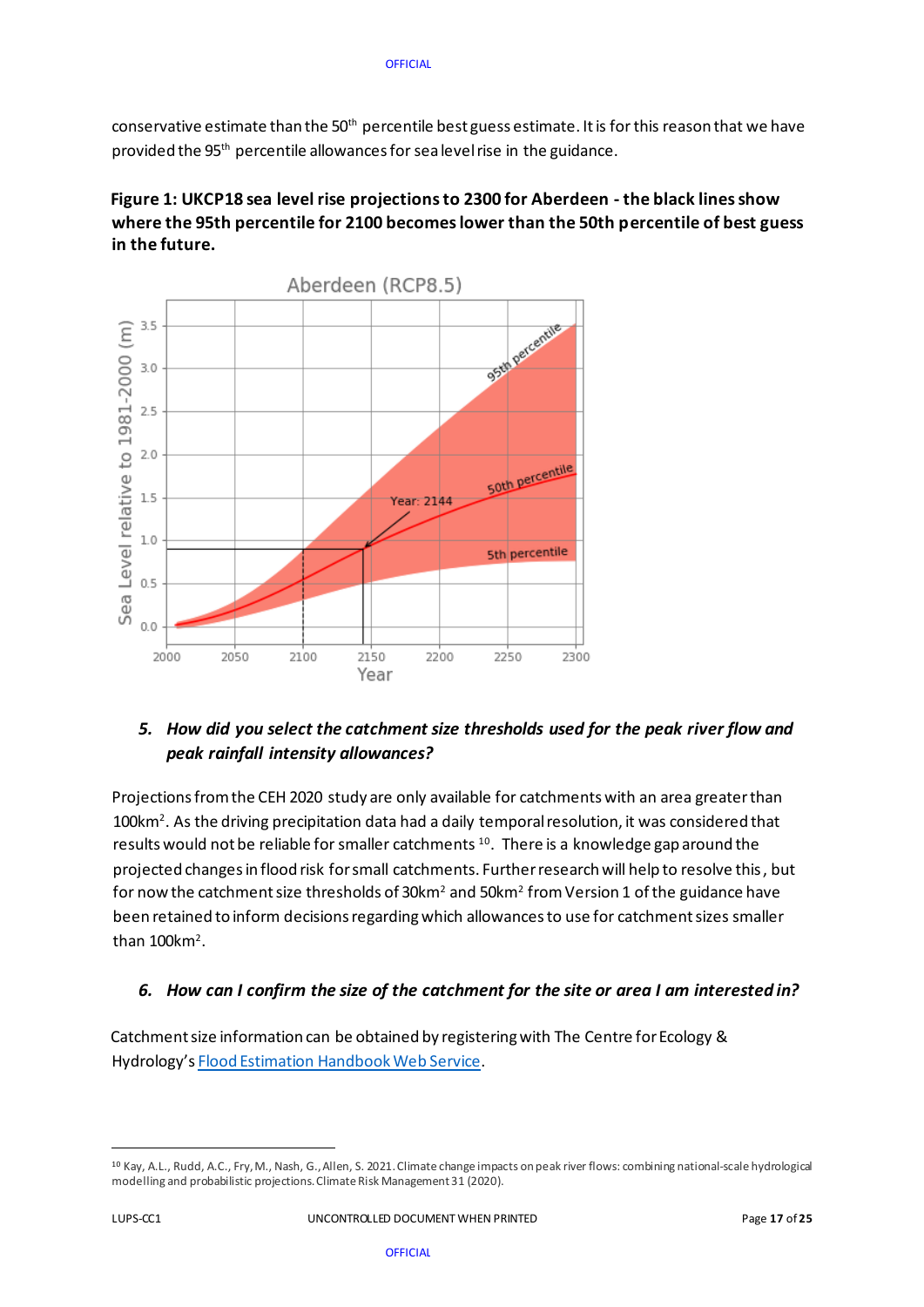conservative estimate than the 50th percentile best guess estimate. It is for this reason that we have provided the 95th percentile allowances for sea level rise in the guidance.

**Figure 1: UKCP18 sea level rise projections to 2300 for Aberdeen - the black lines show where the 95th percentile for 2100 becomes lower than the 50th percentile of best guess in the future.**

### 5. *How did you select the catchment size thresholds used for the peak river flow and peak rainfall intensity allowances?*

Projections from the CEH 2020 study are only available for catchments with an area greater than 100km². As the driving precipitation data had a daily temporal resolution, it was considered that results would not be reliable for smaller catchments [10]. There is a knowledge gap around the projected changes in flood risk for small catchments. Further research will help to resolve this, but for now the catchment size thresholds of 30km² and 50km² from Version 1 of the guidance have been retained to inform decisions regarding which allowances to use for catchment sizes smaller than 100km².

### 6. *How can I confirm the size of the catchment for the site or area I am interested in?*

Catchment size information can be obtained by registering with The Centre for Ecology & Hydrology's [Flood Estimation Handbook Web Service].

---

[10] Kay, A.L., Rudd, A.C., Fry, M., Nash, G., Allen, S. 2021. Climate change impacts on peak river flows: combining national-scale hydrological modelling and probabilistic projections. Climate Risk Management 31 (2020).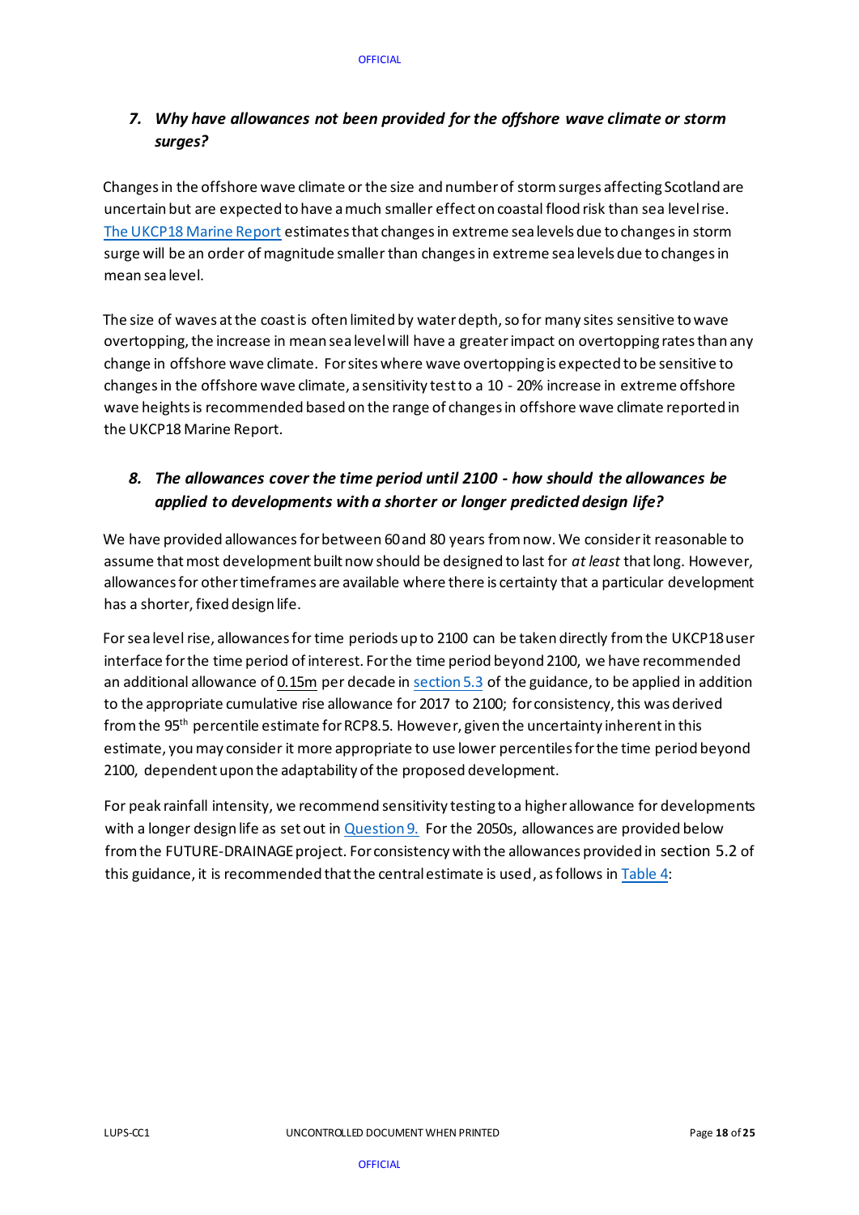### *7. Why have allowances not been provided for the offshore wave climate or storm surges?*

Changes in the offshore wave climate or the size and number of storm surges affecting Scotland are uncertain but are expected to have a much smaller effect on coastal flood risk than sea level rise. The UKCP18 Marine Report estimates that changes in extreme sea levels due to changes in storm surge will be an order of magnitude smaller than changes in extreme sea levels due to changes in mean sea level.

The size of waves at the coast is often limited by water depth, so for many sites sensitive to wave overtopping, the increase in mean sea level will have a greater impact on overtopping rates than any change in offshore wave climate. For sites where wave overtopping is expected to be sensitive to changes in the offshore wave climate, a sensitivity test to a 10 - 20% increase in extreme offshore wave heights is recommended based on the range of changes in offshore wave climate reported in the UKCP18 Marine Report.

### *8. The allowances cover the time period until 2100 - how should the allowances be applied to developments with a shorter or longer predicted design life?*

We have provided allowances for between 60 and 80 years from now. We consider it reasonable to assume that most development built now should be designed to last for *at least* that long. However, allowances for other timeframes are available where there is certainty that a particular development has a shorter, fixed design life.

For sea level rise, allowances for time periods up to 2100 can be taken directly from the UKCP18 user interface for the time period of interest. For the time period beyond 2100, we have recommended an additional allowance of 0.15m per decade in section 5.3 of the guidance, to be applied in addition to the appropriate cumulative rise allowance for 2017 to 2100; for consistency, this was derived from the 95th percentile estimate for RCP8.5. However, given the uncertainty inherent in this estimate, you may consider it more appropriate to use lower percentiles for the time period beyond 2100, dependent upon the adaptability of the proposed development.

For peak rainfall intensity, we recommend sensitivity testing to a higher allowance for developments with a longer design life as set out in Question 9. For the 2050s, allowances are provided below from the FUTURE-DRAINAGE project. For consistency with the allowances provided in section 5.2 of this guidance, it is recommended that the central estimate is used, as follows in Table 4: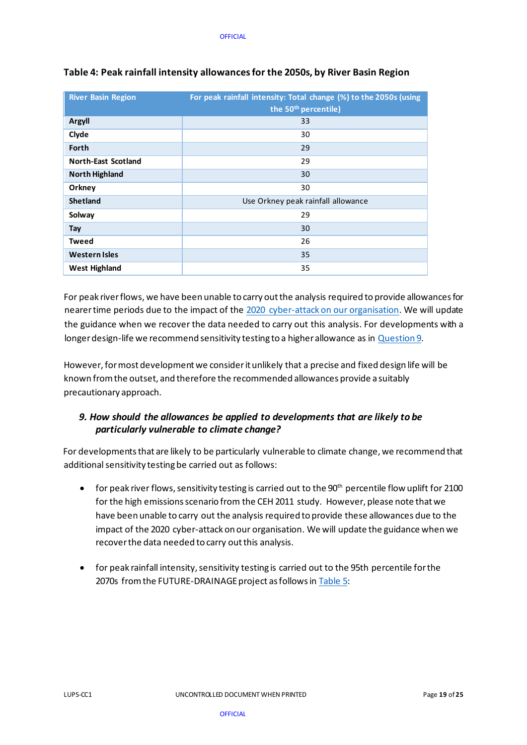**Table 4: Peak rainfall intensity allowances for the 2050s, by River Basin Region**

| River Basin Region | For peak rainfall intensity: Total change (%) to the 2050s (using the 50th percentile) |
|---|---|
| **Argyll** | 33 |
| **Clyde** | 30 |
| **Forth** | 29 |
| **North-East Scotland** | 29 |
| **North Highland** | 30 |
| **Orkney** | 30 |
| **Shetland** | Use Orkney peak rainfall allowance |
| **Solway** | 29 |
| **Tay** | 30 |
| **Tweed** | 26 |
| **Western Isles** | 35 |
| **West Highland** | 35 |

For peak river flows, we have been unable to carry out the analysis required to provide allowances for nearer time periods due to the impact of the 2020 cyber-attack on our organisation. We will update the guidance when we recover the data needed to carry out this analysis. For developments with a longer design-life we recommend sensitivity testing to a higher allowance as in Question 9.

However, for most development we consider it unlikely that a precise and fixed design life will be known from the outset, and therefore the recommended allowances provide a suitably precautionary approach.

### *9. How should the allowances be applied to developments that are likely to be particularly vulnerable to climate change?*

For developments that are likely to be particularly vulnerable to climate change, we recommend that additional sensitivity testing be carried out as follows:

- for peak river flows, sensitivity testing is carried out to the 90th percentile flow uplift for 2100 for the high emissions scenario from the CEH 2011 study. However, please note that we have been unable to carry out the analysis required to provide these allowances due to the impact of the 2020 cyber-attack on our organisation. We will update the guidance when we recover the data needed to carry out this analysis.

- for peak rainfall intensity, sensitivity testing is carried out to the 95th percentile for the 2070s from the FUTURE-DRAINAGE project as follows in Table 5: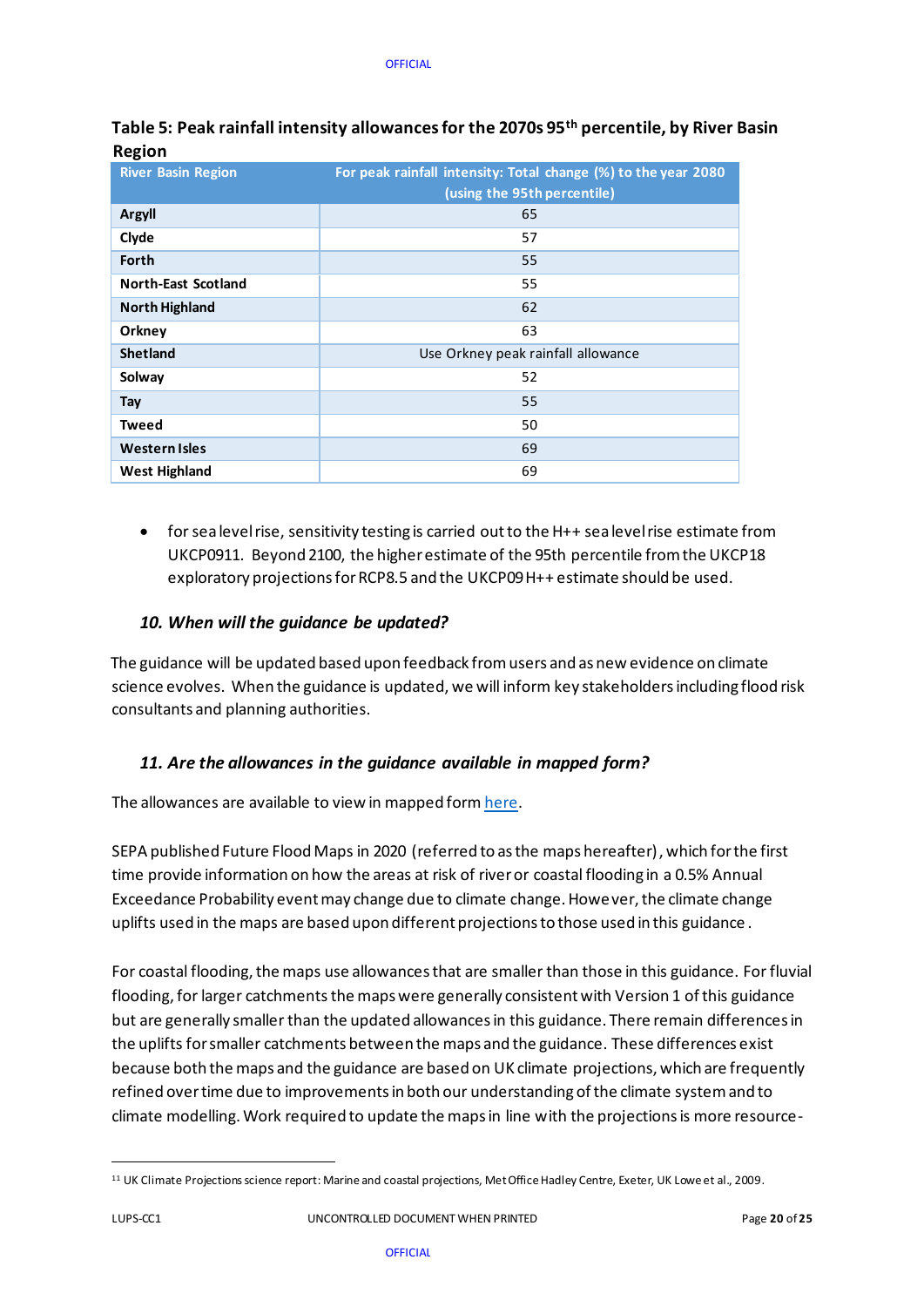**Table 5: Peak rainfall intensity allowances for the 2070s 95th percentile, by River Basin Region**

| River Basin Region | For peak rainfall intensity: Total change (%) to the year 2080 (using the 95th percentile) |
|---|---|
| **Argyll** | 65 |
| **Clyde** | 57 |
| **Forth** | 55 |
| **North-East Scotland** | 55 |
| **North Highland** | 62 |
| **Orkney** | 63 |
| **Shetland** | Use Orkney peak rainfall allowance |
| **Solway** | 52 |
| **Tay** | 55 |
| **Tweed** | 50 |
| **Western Isles** | 69 |
| **West Highland** | 69 |

- for sea level rise, sensitivity testing is carried out to the H++ sea level rise estimate from UKCP09[11]. Beyond 2100, the higher estimate of the 95th percentile from the UKCP18 exploratory projections for RCP8.5 and the UKCP09 H++ estimate should be used.

### *10. When will the guidance be updated?*

The guidance will be updated based upon feedback from users and as new evidence on climate science evolves. When the guidance is updated, we will inform key stakeholders including flood risk consultants and planning authorities.

### *11. Are the allowances in the guidance available in mapped form?*

The allowances are available to view in mapped form here.

SEPA published Future Flood Maps in 2020 (referred to as the maps hereafter), which for the first time provide information on how the areas at risk of river or coastal flooding in a 0.5% Annual Exceedance Probability event may change due to climate change. However, the climate change uplifts used in the maps are based upon different projections to those used in this guidance.

For coastal flooding, the maps use allowances that are smaller than those in this guidance. For fluvial flooding, for larger catchments the maps were generally consistent with Version 1 of this guidance but are generally smaller than the updated allowances in this guidance. There remain differences in the uplifts for smaller catchments between the maps and the guidance. These differences exist because both the maps and the guidance are based on UK climate projections, which are frequently refined over time due to improvements in both our understanding of the climate system and to climate modelling. Work required to update the maps in line with the projections is more resource-

[11] UK Climate Projections science report: Marine and coastal projections, Met Office Hadley Centre, Exeter, UK Lowe et al., 2009.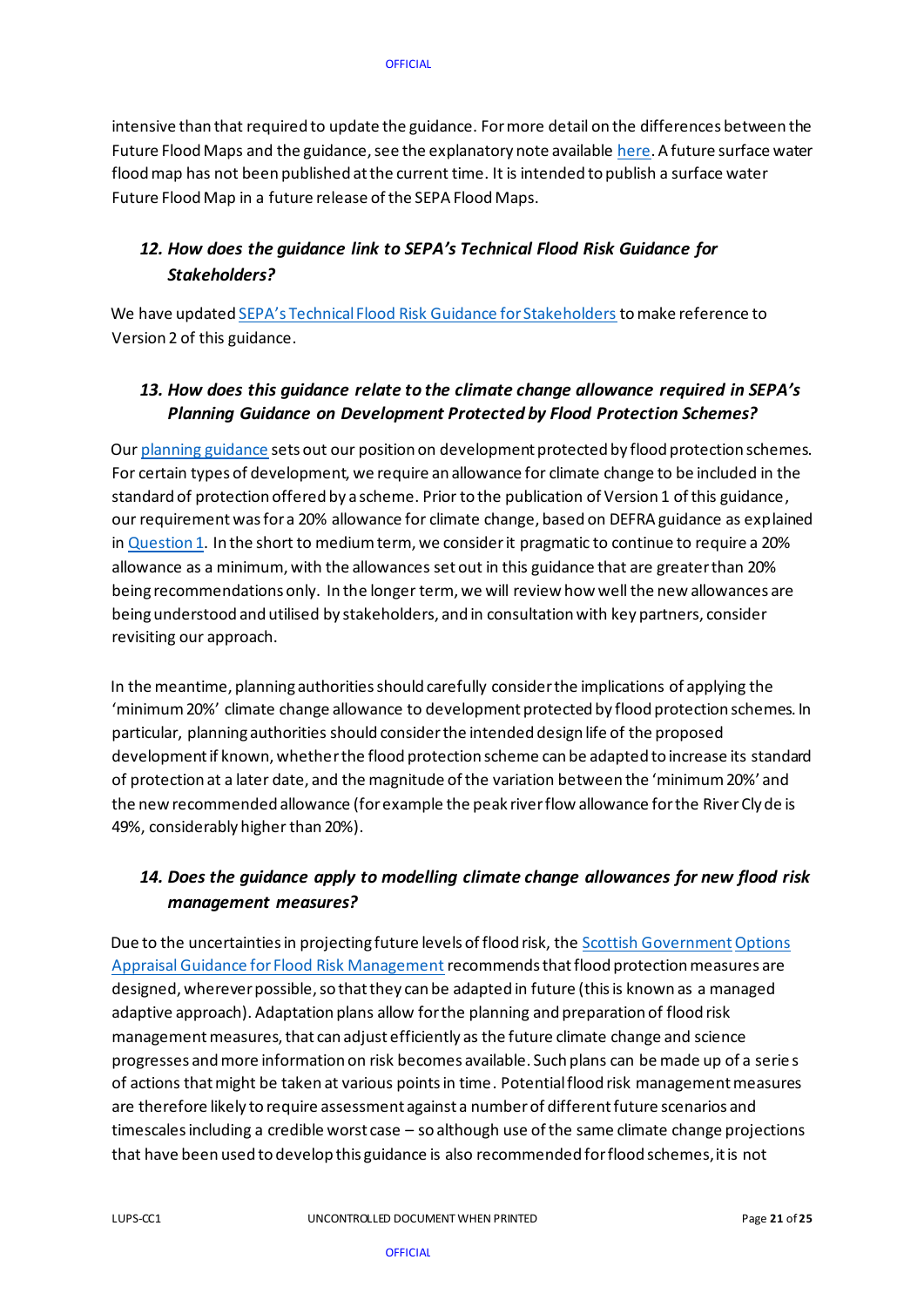intensive than that required to update the guidance. For more detail on the differences between the Future Flood Maps and the guidance, see the explanatory note available here. A future surface water flood map has not been published at the current time. It is intended to publish a surface water Future Flood Map in a future release of the SEPA Flood Maps.

### *12. How does the guidance link to SEPA's Technical Flood Risk Guidance for Stakeholders?*

We have updated SEPA's Technical Flood Risk Guidance for Stakeholders to make reference to Version 2 of this guidance.

### *13. How does this guidance relate to the climate change allowance required in SEPA's Planning Guidance on Development Protected by Flood Protection Schemes?*

Our planning guidance sets out our position on development protected by flood protection schemes. For certain types of development, we require an allowance for climate change to be included in the standard of protection offered by a scheme. Prior to the publication of Version 1 of this guidance, our requirement was for a 20% allowance for climate change, based on DEFRA guidance as explained in Question 1. In the short to medium term, we consider it pragmatic to continue to require a 20% allowance as a minimum, with the allowances set out in this guidance that are greater than 20% being recommendations only. In the longer term, we will review how well the new allowances are being understood and utilised by stakeholders, and in consultation with key partners, consider revisiting our approach.

In the meantime, planning authorities should carefully consider the implications of applying the 'minimum 20%' climate change allowance to development protected by flood protection schemes. In particular, planning authorities should consider the intended design life of the proposed development if known, whether the flood protection scheme can be adapted to increase its standard of protection at a later date, and the magnitude of the variation between the 'minimum 20%' and the new recommended allowance (for example the peak river flow allowance for the River Clyde is 49%, considerably higher than 20%).

### *14. Does the guidance apply to modelling climate change allowances for new flood risk management measures?*

Due to the uncertainties in projecting future levels of flood risk, the Scottish Government Options Appraisal Guidance for Flood Risk Management recommends that flood protection measures are designed, wherever possible, so that they can be adapted in future (this is known as a managed adaptive approach). Adaptation plans allow for the planning and preparation of flood risk management measures, that can adjust efficiently as the future climate change and science progresses and more information on risk becomes available. Such plans can be made up of a series of actions that might be taken at various points in time. Potential flood risk management measures are therefore likely to require assessment against a number of different future scenarios and timescales including a credible worst case – so although use of the same climate change projections that have been used to develop this guidance is also recommended for flood schemes, it is not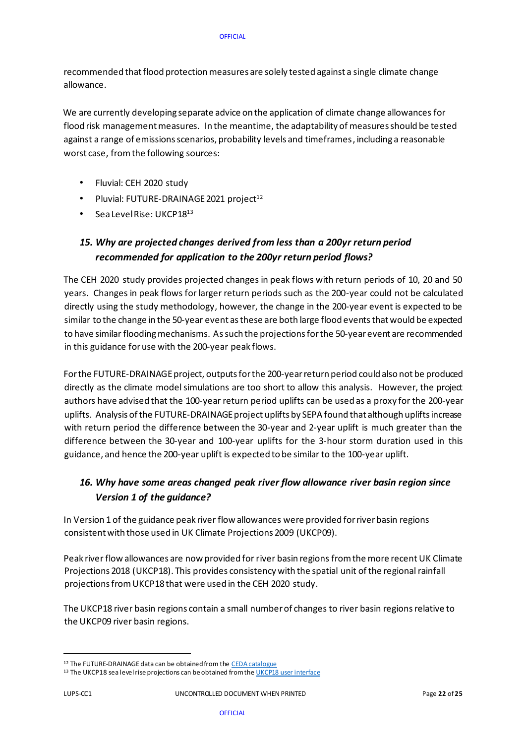recommended that flood protection measures are solely tested against a single climate change allowance.

We are currently developing separate advice on the application of climate change allowances for flood risk management measures. In the meantime, the adaptability of measures should be tested against a range of emissions scenarios, probability levels and timeframes, including a reasonable worst case, from the following sources:

- Fluvial: CEH 2020 study
- Pluvial: FUTURE-DRAINAGE 2021 project[12]
- Sea Level Rise: UKCP18[13]

### *15. Why are projected changes derived from less than a 200yr return period recommended for application to the 200yr return period flows?*

The CEH 2020 study provides projected changes in peak flows with return periods of 10, 20 and 50 years. Changes in peak flows for larger return periods such as the 200-year could not be calculated directly using the study methodology, however, the change in the 200-year event is expected to be similar to the change in the 50-year event as these are both large flood events that would be expected to have similar flooding mechanisms. As such the projections for the 50-year event are recommended in this guidance for use with the 200-year peak flows.

For the FUTURE-DRAINAGE project, outputs for the 200-year return period could also not be produced directly as the climate model simulations are too short to allow this analysis. However, the project authors have advised that the 100-year return period uplifts can be used as a proxy for the 200-year uplifts. Analysis of the FUTURE-DRAINAGE project uplifts by SEPA found that although uplifts increase with return period the difference between the 30-year and 2-year uplift is much greater than the difference between the 30-year and 100-year uplifts for the 3-hour storm duration used in this guidance, and hence the 200-year uplift is expected to be similar to the 100-year uplift.

### *16. Why have some areas changed peak river flow allowance river basin region since Version 1 of the guidance?*

In Version 1 of the guidance peak river flow allowances were provided for river basin regions consistent with those used in UK Climate Projections 2009 (UKCP09).

Peak river flow allowances are now provided for river basin regions from the more recent UK Climate Projections 2018 (UKCP18). This provides consistency with the spatial unit of the regional rainfall projections from UKCP18 that were used in the CEH 2020 study.

The UKCP18 river basin regions contain a small number of changes to river basin regions relative to the UKCP09 river basin regions.

---

[12] The FUTURE-DRAINAGE data can be obtained from the CEDA catalogue

[13] The UKCP18 sea level rise projections can be obtained from the UKCP18 user interface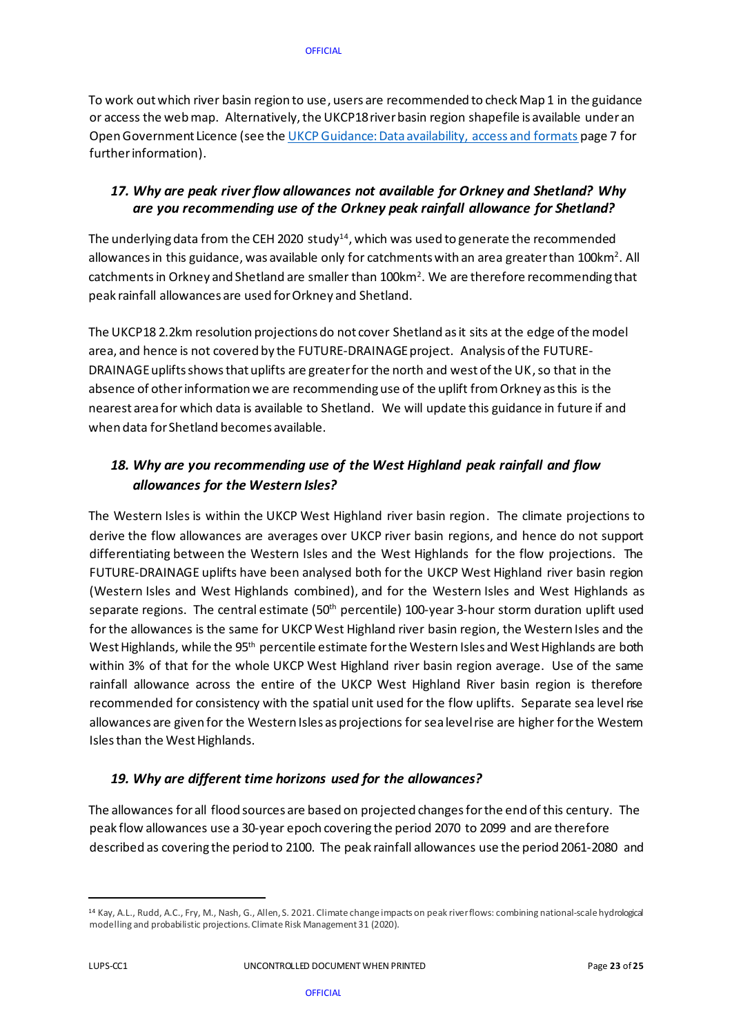To work out which river basin region to use, users are recommended to check Map 1 in the guidance or access the web map. Alternatively, the UKCP18 river basin region shapefile is available under an Open Government Licence (see the [UKCP Guidance: Data availability, access and formats]() page 7 for further information).

### *17. Why are peak river flow allowances not available for Orkney and Shetland? Why are you recommending use of the Orkney peak rainfall allowance for Shetland?*

The underlying data from the CEH 2020 study[14], which was used to generate the recommended allowances in this guidance, was available only for catchments with an area greater than 100km$^2$. All catchments in Orkney and Shetland are smaller than 100km$^2$. We are therefore recommending that peak rainfall allowances are used for Orkney and Shetland.

The UKCP18 2.2km resolution projections do not cover Shetland as it sits at the edge of the model area, and hence is not covered by the FUTURE-DRAINAGE project. Analysis of the FUTURE-DRAINAGE uplifts shows that uplifts are greater for the north and west of the UK, so that in the absence of other information we are recommending use of the uplift from Orkney as this is the nearest area for which data is available to Shetland. We will update this guidance in future if and when data for Shetland becomes available.

### *18. Why are you recommending use of the West Highland peak rainfall and flow allowances for the Western Isles?*

The Western Isles is within the UKCP West Highland river basin region. The climate projections to derive the flow allowances are averages over UKCP river basin regions, and hence do not support differentiating between the Western Isles and the West Highlands for the flow projections. The FUTURE-DRAINAGE uplifts have been analysed both for the UKCP West Highland river basin region (Western Isles and West Highlands combined), and for the Western Isles and West Highlands as separate regions. The central estimate (50th percentile) 100-year 3-hour storm duration uplift used for the allowances is the same for UKCP West Highland river basin region, the Western Isles and the West Highlands, while the 95th percentile estimate for the Western Isles and West Highlands are both within 3% of that for the whole UKCP West Highland river basin region average. Use of the same rainfall allowance across the entire of the UKCP West Highland River basin region is therefore recommended for consistency with the spatial unit used for the flow uplifts. Separate sea level rise allowances are given for the Western Isles as projections for sea level rise are higher for the Western Isles than the West Highlands.

### *19. Why are different time horizons used for the allowances?*

The allowances for all flood sources are based on projected changes for the end of this century. The peak flow allowances use a 30-year epoch covering the period 2070 to 2099 and are therefore described as covering the period to 2100. The peak rainfall allowances use the period 2061-2080 and

[14] Kay, A.L., Rudd, A.C., Fry, M., Nash, G., Allen, S. 2021. Climate change impacts on peak river flows: combining national-scale hydrological modelling and probabilistic projections. Climate Risk Management 31 (2020).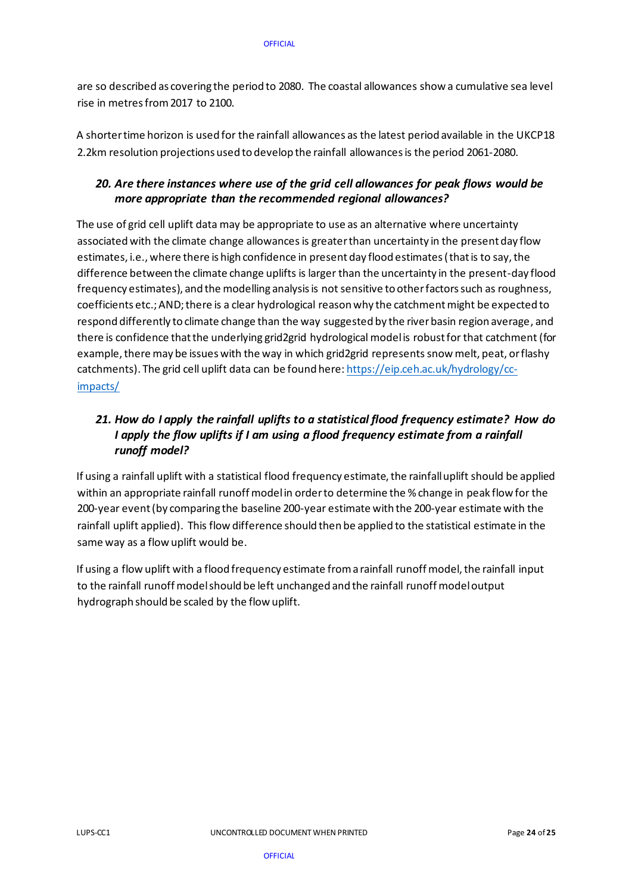are so described as covering the period to 2080. The coastal allowances show a cumulative sea level rise in metres from 2017 to 2100.

A shorter time horizon is used for the rainfall allowances as the latest period available in the UKCP18 2.2km resolution projections used to develop the rainfall allowances is the period 2061-2080.

### *20. Are there instances where use of the grid cell allowances for peak flows would be more appropriate than the recommended regional allowances?*

The use of grid cell uplift data may be appropriate to use as an alternative where uncertainty associated with the climate change allowances is greater than uncertainty in the present day flow estimates, i.e., where there is high confidence in present day flood estimates (that is to say, the difference between the climate change uplifts is larger than the uncertainty in the present-day flood frequency estimates), and the modelling analysis is not sensitive to other factors such as roughness, coefficients etc.; AND; there is a clear hydrological reason why the catchment might be expected to respond differently to climate change than the way suggested by the river basin region average, and there is confidence that the underlying grid2grid hydrological model is robust for that catchment (for example, there may be issues with the way in which grid2grid represents snow melt, peat, or flashy catchments). The grid cell uplift data can be found here: [https://eip.ceh.ac.uk/hydrology/cc-impacts/](https://eip.ceh.ac.uk/hydrology/cc-impacts/)

### *21. How do I apply the rainfall uplifts to a statistical flood frequency estimate? How do I apply the flow uplifts if I am using a flood frequency estimate from a rainfall runoff model?*

If using a rainfall uplift with a statistical flood frequency estimate, the rainfall uplift should be applied within an appropriate rainfall runoff model in order to determine the % change in peak flow for the 200-year event (by comparing the baseline 200-year estimate with the 200-year estimate with the rainfall uplift applied). This flow difference should then be applied to the statistical estimate in the same way as a flow uplift would be.

If using a flow uplift with a flood frequency estimate from a rainfall runoff model, the rainfall input to the rainfall runoff model should be left unchanged and the rainfall runoff model output hydrograph should be scaled by the flow uplift.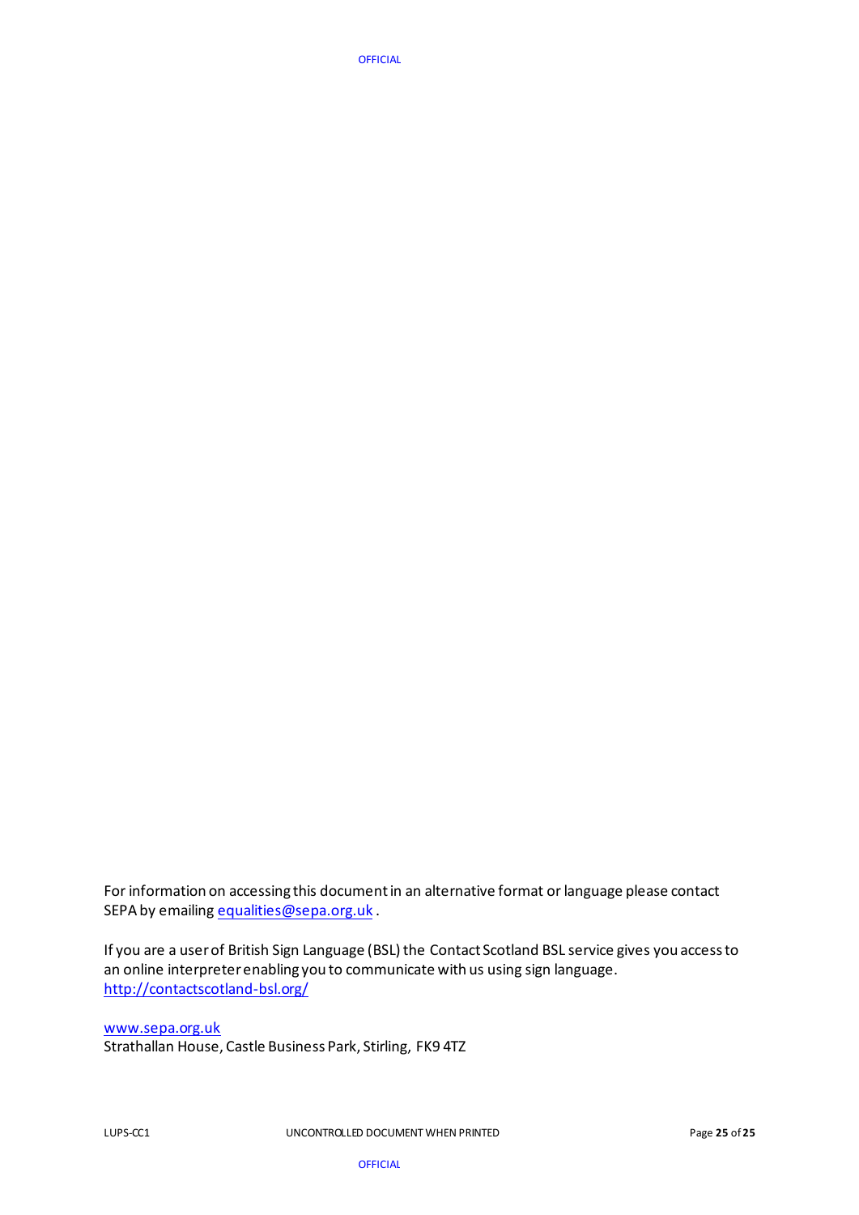For information on accessing this document in an alternative format or language please contact SEPA by emailing equalities@sepa.org.uk .

If you are a user of British Sign Language (BSL) the Contact Scotland BSL service gives you access to an online interpreter enabling you to communicate with us using sign language. http://contactscotland-bsl.org/

www.sepa.org.uk
Strathallan House, Castle Business Park, Stirling, FK9 4TZ